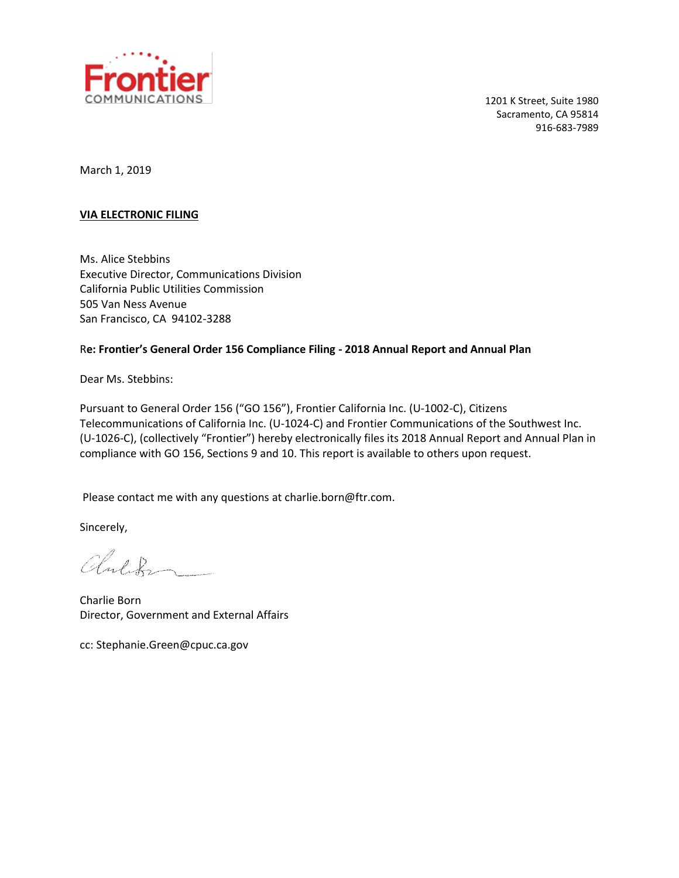Frontier
COMMUNICATIONS

1201 K Street, Suite 1980
Sacramento, CA 95814
916-683-7989

March 1, 2019

**VIA ELECTRONIC FILING**

Ms. Alice Stebbins
Executive Director, Communications Division
California Public Utilities Commission
505 Van Ness Avenue
San Francisco, CA 94102-3288

R**e: Frontier's General Order 156 Compliance Filing - 2018 Annual Report and Annual Plan**

Dear Ms. Stebbins:

Pursuant to General Order 156 ("GO 156"), Frontier California Inc. (U-1002-C), Citizens Telecommunications of California Inc. (U-1024-C) and Frontier Communications of the Southwest Inc. (U-1026-C), (collectively "Frontier") hereby electronically files its 2018 Annual Report and Annual Plan in compliance with GO 156, Sections 9 and 10. This report is available to others upon request.

Please contact me with any questions at charlie.born@ftr.com.

Sincerely,

Charlie Born
Director, Government and External Affairs

cc: Stephanie.Green@cpuc.ca.gov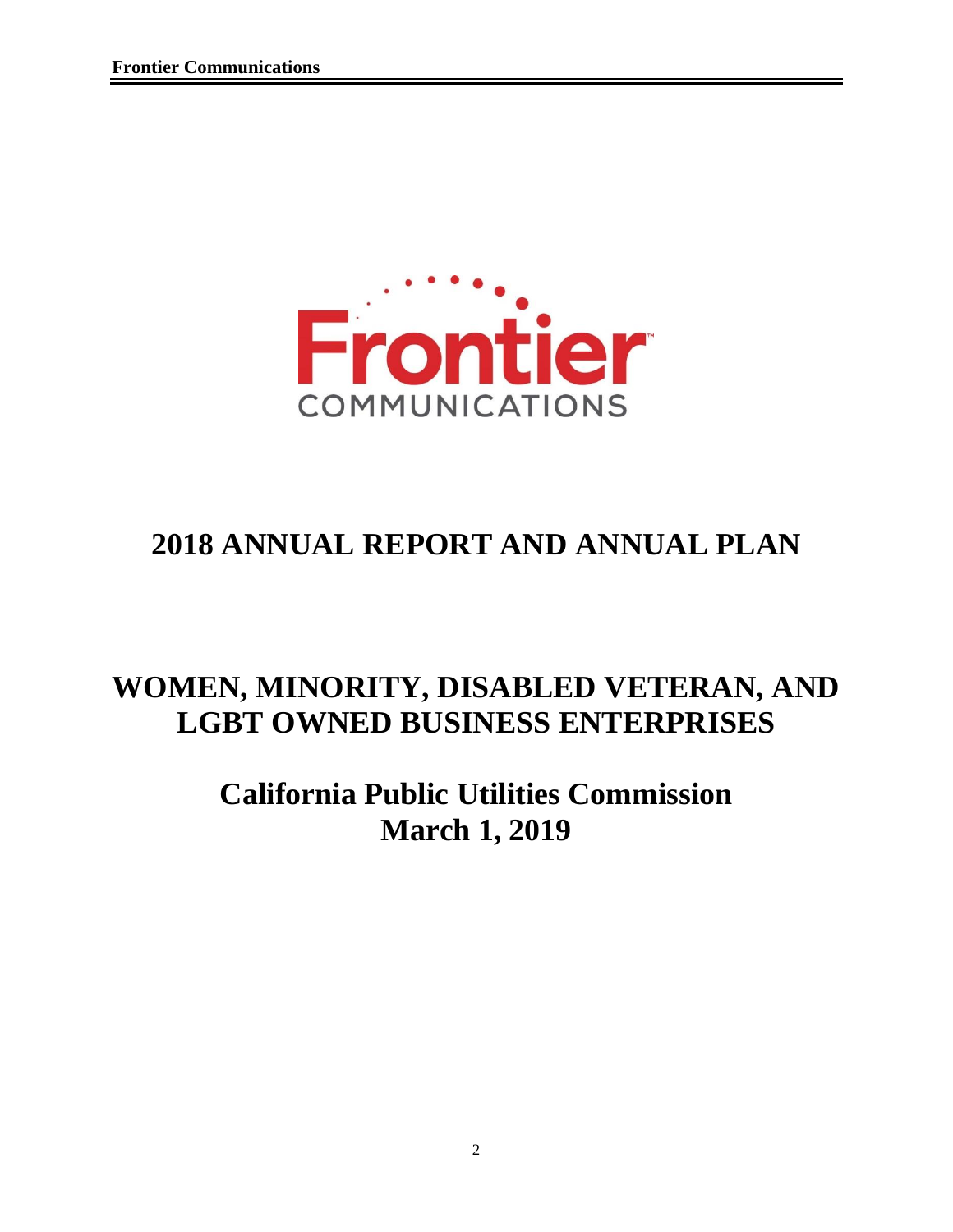# 2018 ANNUAL REPORT AND ANNUAL PLAN

# WOMEN, MINORITY, DISABLED VETERAN, AND LGBT OWNED BUSINESS ENTERPRISES

## California Public Utilities Commission
## March 1, 2019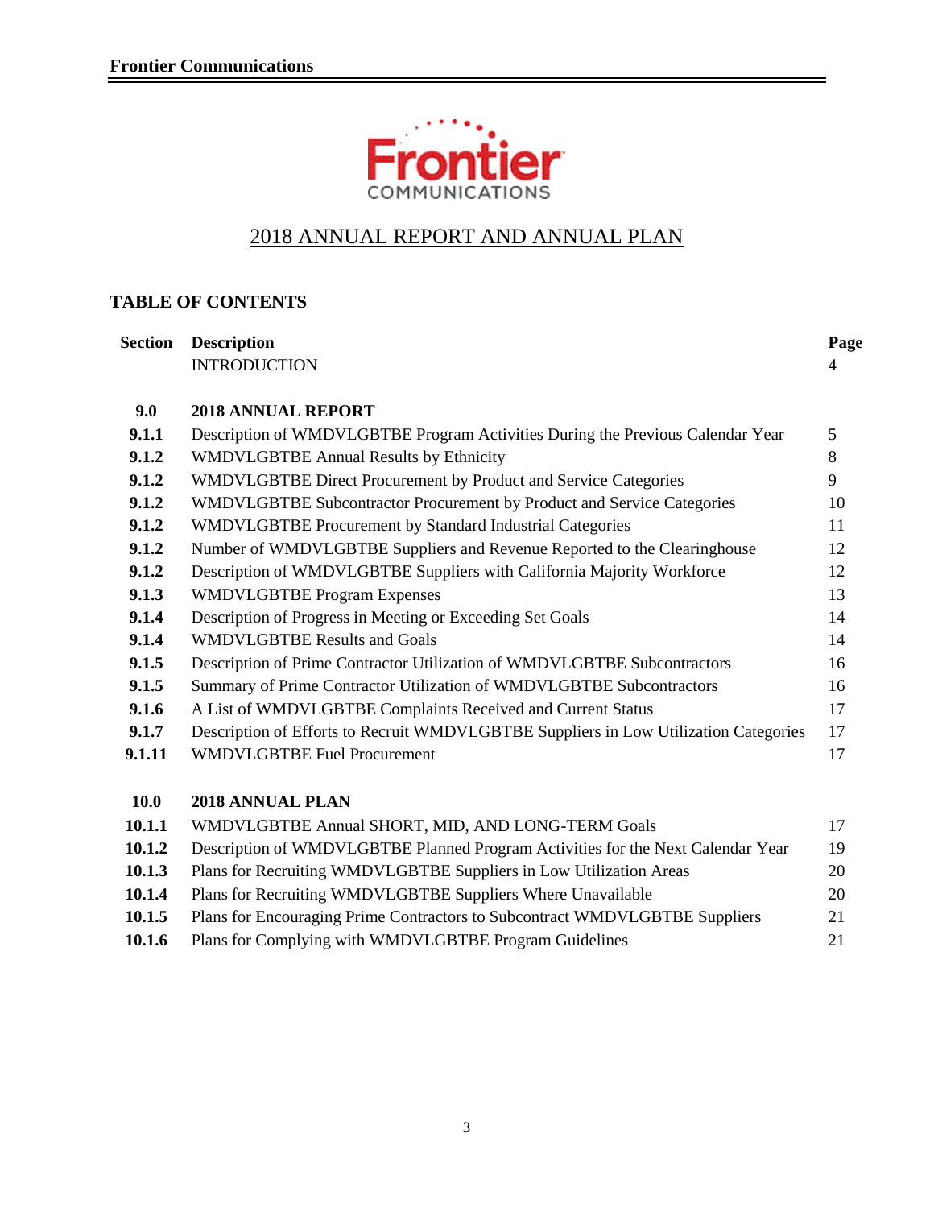Frontier Communications

# 2018 ANNUAL REPORT AND ANNUAL PLAN

## TABLE OF CONTENTS

| Section | Description | Page |
|---|---|---|
| | INTRODUCTION | 4 |
| **9.0** | **2018 ANNUAL REPORT** | |
| **9.1.1** | Description of WMDVLGBTBE Program Activities During the Previous Calendar Year | 5 |
| **9.1.2** | WMDVLGBTBE Annual Results by Ethnicity | 8 |
| **9.1.2** | WMDVLGBTBE Direct Procurement by Product and Service Categories | 9 |
| **9.1.2** | WMDVLGBTBE Subcontractor Procurement by Product and Service Categories | 10 |
| **9.1.2** | WMDVLGBTBE Procurement by Standard Industrial Categories | 11 |
| **9.1.2** | Number of WMDVLGBTBE Suppliers and Revenue Reported to the Clearinghouse | 12 |
| **9.1.2** | Description of WMDVLGBTBE Suppliers with California Majority Workforce | 12 |
| **9.1.3** | WMDVLGBTBE Program Expenses | 13 |
| **9.1.4** | Description of Progress in Meeting or Exceeding Set Goals | 14 |
| **9.1.4** | WMDVLGBTBE Results and Goals | 14 |
| **9.1.5** | Description of Prime Contractor Utilization of WMDVLGBTBE Subcontractors | 16 |
| **9.1.5** | Summary of Prime Contractor Utilization of WMDVLGBTBE Subcontractors | 16 |
| **9.1.6** | A List of WMDVLGBTBE Complaints Received and Current Status | 17 |
| **9.1.7** | Description of Efforts to Recruit WMDVLGBTBE Suppliers in Low Utilization Categories | 17 |
| **9.1.11** | WMDVLGBTBE Fuel Procurement | 17 |
| **10.0** | **2018 ANNUAL PLAN** | |
| **10.1.1** | WMDVLGBTBE Annual SHORT, MID, AND LONG-TERM Goals | 17 |
| **10.1.2** | Description of WMDVLGBTBE Planned Program Activities for the Next Calendar Year | 19 |
| **10.1.3** | Plans for Recruiting WMDVLGBTBE Suppliers in Low Utilization Areas | 20 |
| **10.1.4** | Plans for Recruiting WMDVLGBTBE Suppliers Where Unavailable | 20 |
| **10.1.5** | Plans for Encouraging Prime Contractors to Subcontract WMDVLGBTBE Suppliers | 21 |
| **10.1.6** | Plans for Complying with WMDVLGBTBE Program Guidelines | 21 |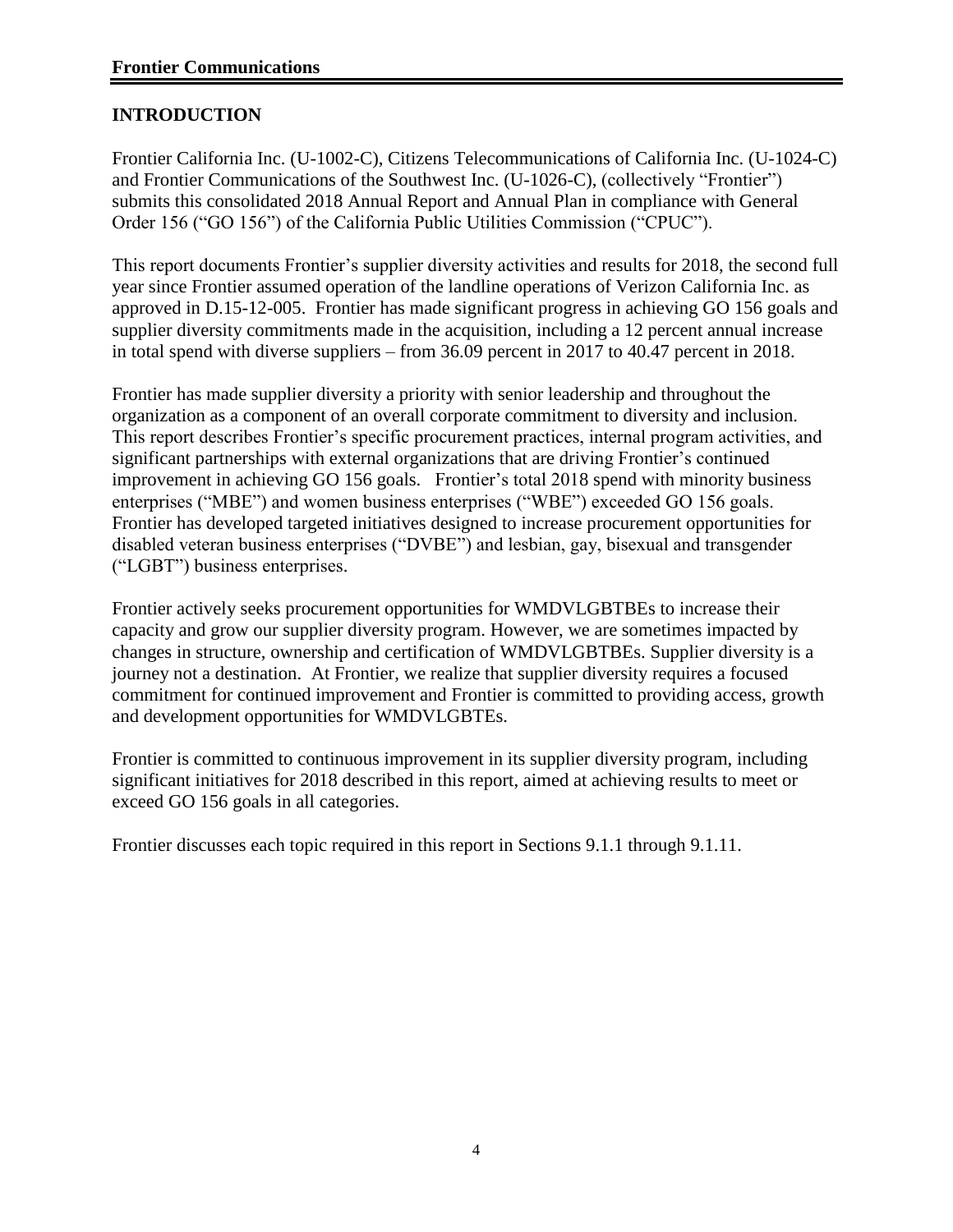## INTRODUCTION

Frontier California Inc. (U-1002-C), Citizens Telecommunications of California Inc. (U-1024-C) and Frontier Communications of the Southwest Inc. (U-1026-C), (collectively "Frontier") submits this consolidated 2018 Annual Report and Annual Plan in compliance with General Order 156 ("GO 156") of the California Public Utilities Commission ("CPUC").

This report documents Frontier's supplier diversity activities and results for 2018, the second full year since Frontier assumed operation of the landline operations of Verizon California Inc. as approved in D.15-12-005. Frontier has made significant progress in achieving GO 156 goals and supplier diversity commitments made in the acquisition, including a 12 percent annual increase in total spend with diverse suppliers – from 36.09 percent in 2017 to 40.47 percent in 2018.

Frontier has made supplier diversity a priority with senior leadership and throughout the organization as a component of an overall corporate commitment to diversity and inclusion. This report describes Frontier's specific procurement practices, internal program activities, and significant partnerships with external organizations that are driving Frontier's continued improvement in achieving GO 156 goals. Frontier's total 2018 spend with minority business enterprises ("MBE") and women business enterprises ("WBE") exceeded GO 156 goals. Frontier has developed targeted initiatives designed to increase procurement opportunities for disabled veteran business enterprises ("DVBE") and lesbian, gay, bisexual and transgender ("LGBT") business enterprises.

Frontier actively seeks procurement opportunities for WMDVLGBTBEs to increase their capacity and grow our supplier diversity program. However, we are sometimes impacted by changes in structure, ownership and certification of WMDVLGBTBEs. Supplier diversity is a journey not a destination. At Frontier, we realize that supplier diversity requires a focused commitment for continued improvement and Frontier is committed to providing access, growth and development opportunities for WMDVLGBTEs.

Frontier is committed to continuous improvement in its supplier diversity program, including significant initiatives for 2018 described in this report, aimed at achieving results to meet or exceed GO 156 goals in all categories.

Frontier discusses each topic required in this report in Sections 9.1.1 through 9.1.11.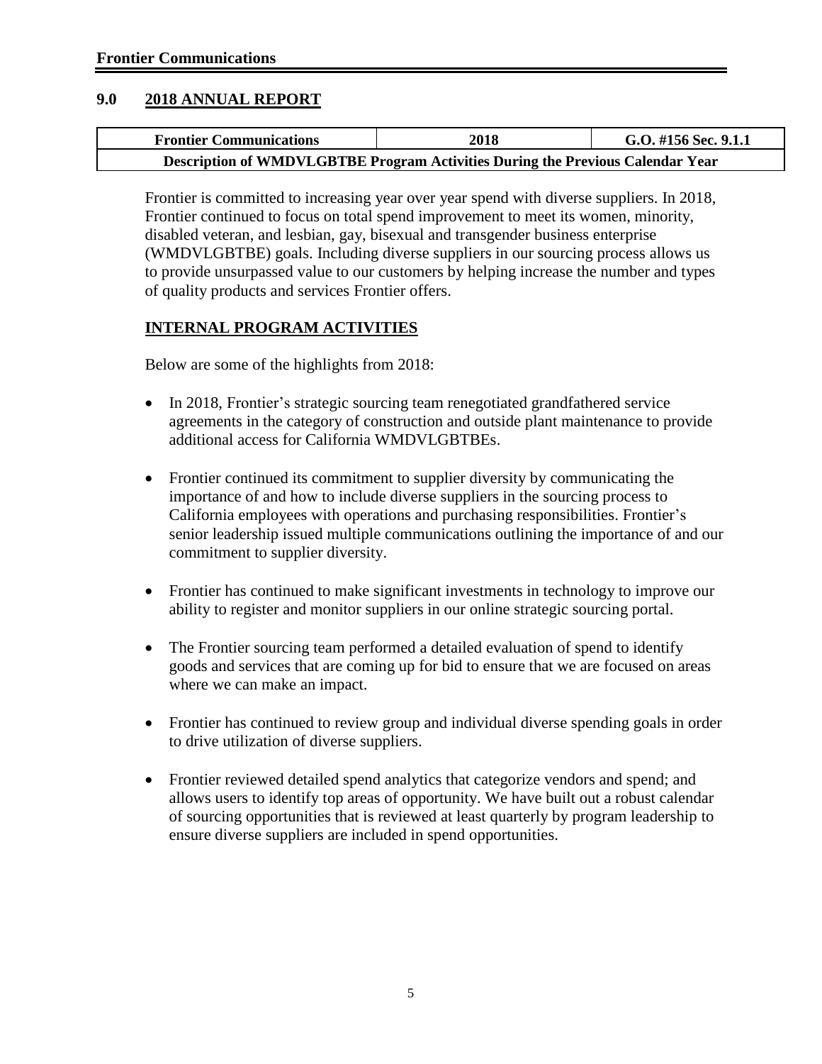## 9.0 2018 ANNUAL REPORT

| Frontier Communications | 2018 | G.O. #156 Sec. 9.1.1 |
| --- | --- | --- |
| Description of WMDVLGBTBE Program Activities During the Previous Calendar Year | | |

Frontier is committed to increasing year over year spend with diverse suppliers. In 2018, Frontier continued to focus on total spend improvement to meet its women, minority, disabled veteran, and lesbian, gay, bisexual and transgender business enterprise (WMDVLGBTBE) goals. Including diverse suppliers in our sourcing process allows us to provide unsurpassed value to our customers by helping increase the number and types of quality products and services Frontier offers.

### INTERNAL PROGRAM ACTIVITIES

Below are some of the highlights from 2018:

- In 2018, Frontier's strategic sourcing team renegotiated grandfathered service agreements in the category of construction and outside plant maintenance to provide additional access for California WMDVLGBTBEs.
- Frontier continued its commitment to supplier diversity by communicating the importance of and how to include diverse suppliers in the sourcing process to California employees with operations and purchasing responsibilities. Frontier's senior leadership issued multiple communications outlining the importance of and our commitment to supplier diversity.
- Frontier has continued to make significant investments in technology to improve our ability to register and monitor suppliers in our online strategic sourcing portal.
- The Frontier sourcing team performed a detailed evaluation of spend to identify goods and services that are coming up for bid to ensure that we are focused on areas where we can make an impact.
- Frontier has continued to review group and individual diverse spending goals in order to drive utilization of diverse suppliers.
- Frontier reviewed detailed spend analytics that categorize vendors and spend; and allows users to identify top areas of opportunity. We have built out a robust calendar of sourcing opportunities that is reviewed at least quarterly by program leadership to ensure diverse suppliers are included in spend opportunities.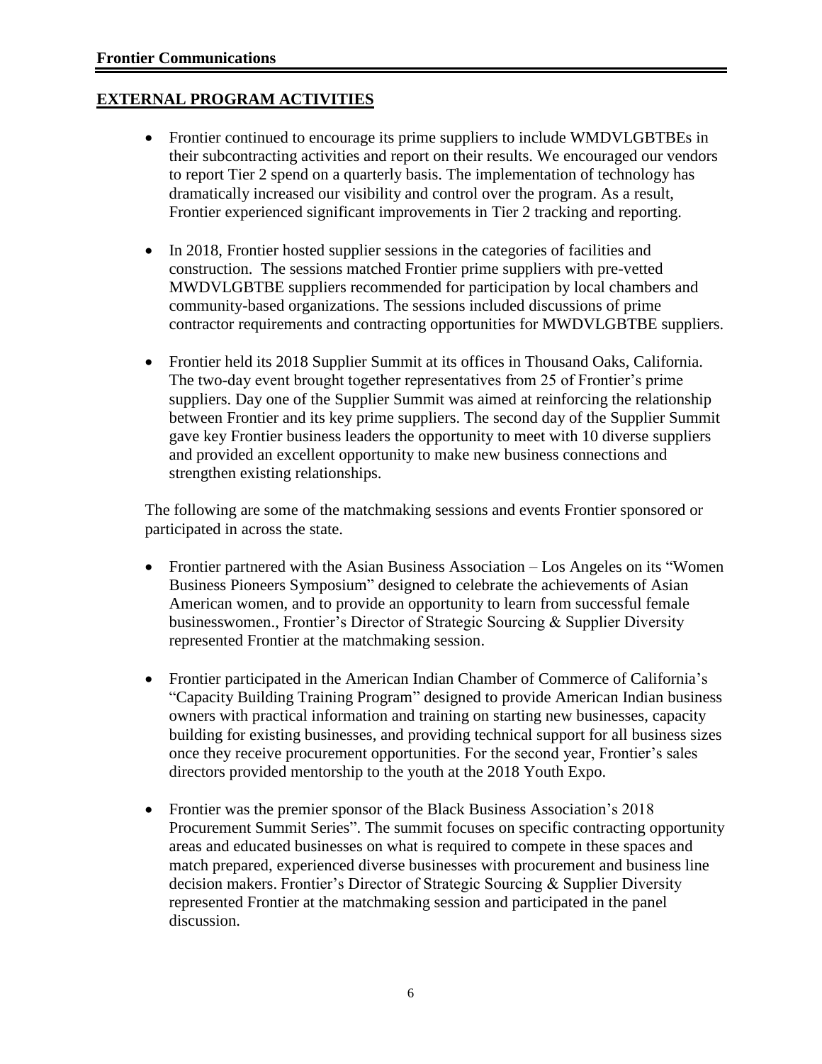## EXTERNAL PROGRAM ACTIVITIES

- Frontier continued to encourage its prime suppliers to include WMDVLGBTBEs in their subcontracting activities and report on their results. We encouraged our vendors to report Tier 2 spend on a quarterly basis. The implementation of technology has dramatically increased our visibility and control over the program. As a result, Frontier experienced significant improvements in Tier 2 tracking and reporting.

- In 2018, Frontier hosted supplier sessions in the categories of facilities and construction. The sessions matched Frontier prime suppliers with pre-vetted MWDVLGBTBE suppliers recommended for participation by local chambers and community-based organizations. The sessions included discussions of prime contractor requirements and contracting opportunities for MWDVLGBTBE suppliers.

- Frontier held its 2018 Supplier Summit at its offices in Thousand Oaks, California. The two-day event brought together representatives from 25 of Frontier's prime suppliers. Day one of the Supplier Summit was aimed at reinforcing the relationship between Frontier and its key prime suppliers. The second day of the Supplier Summit gave key Frontier business leaders the opportunity to meet with 10 diverse suppliers and provided an excellent opportunity to make new business connections and strengthen existing relationships.

The following are some of the matchmaking sessions and events Frontier sponsored or participated in across the state.

- Frontier partnered with the Asian Business Association – Los Angeles on its "Women Business Pioneers Symposium" designed to celebrate the achievements of Asian American women, and to provide an opportunity to learn from successful female businesswomen., Frontier's Director of Strategic Sourcing & Supplier Diversity represented Frontier at the matchmaking session.

- Frontier participated in the American Indian Chamber of Commerce of California's "Capacity Building Training Program" designed to provide American Indian business owners with practical information and training on starting new businesses, capacity building for existing businesses, and providing technical support for all business sizes once they receive procurement opportunities. For the second year, Frontier's sales directors provided mentorship to the youth at the 2018 Youth Expo.

- Frontier was the premier sponsor of the Black Business Association's 2018 Procurement Summit Series". The summit focuses on specific contracting opportunity areas and educated businesses on what is required to compete in these spaces and match prepared, experienced diverse businesses with procurement and business line decision makers. Frontier's Director of Strategic Sourcing & Supplier Diversity represented Frontier at the matchmaking session and participated in the panel discussion.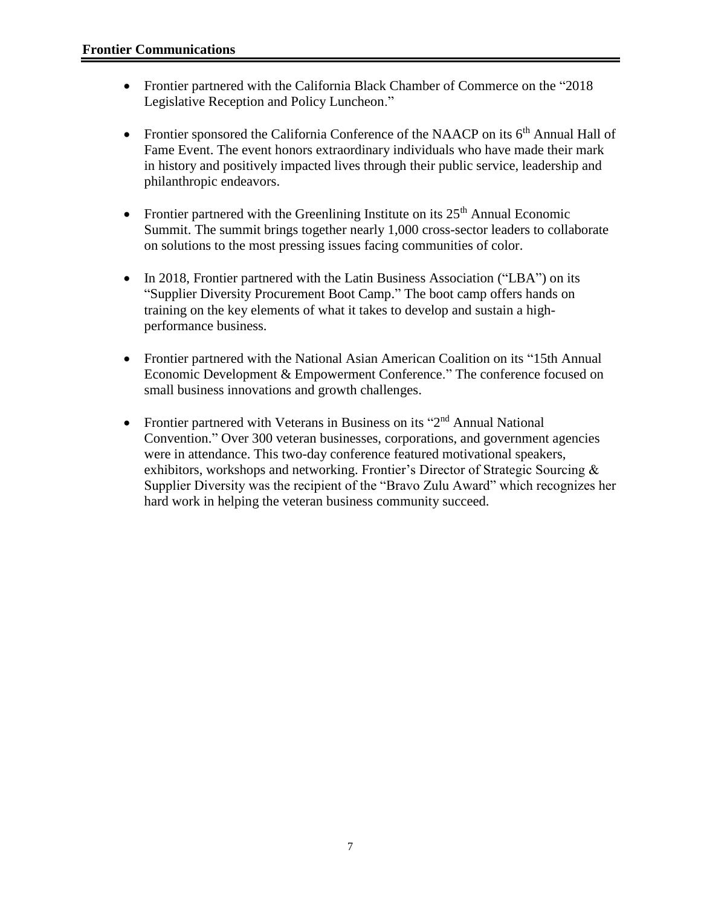## Frontier Communications

- Frontier partnered with the California Black Chamber of Commerce on the "2018 Legislative Reception and Policy Luncheon."
- Frontier sponsored the California Conference of the NAACP on its 6th Annual Hall of Fame Event. The event honors extraordinary individuals who have made their mark in history and positively impacted lives through their public service, leadership and philanthropic endeavors.
- Frontier partnered with the Greenlining Institute on its 25th Annual Economic Summit. The summit brings together nearly 1,000 cross-sector leaders to collaborate on solutions to the most pressing issues facing communities of color.
- In 2018, Frontier partnered with the Latin Business Association ("LBA") on its "Supplier Diversity Procurement Boot Camp." The boot camp offers hands on training on the key elements of what it takes to develop and sustain a high-performance business.
- Frontier partnered with the National Asian American Coalition on its "15th Annual Economic Development & Empowerment Conference." The conference focused on small business innovations and growth challenges.
- Frontier partnered with Veterans in Business on its "2nd Annual National Convention." Over 300 veteran businesses, corporations, and government agencies were in attendance. This two-day conference featured motivational speakers, exhibitors, workshops and networking. Frontier's Director of Strategic Sourcing & Supplier Diversity was the recipient of the "Bravo Zulu Award" which recognizes her hard work in helping the veteran business community succeed.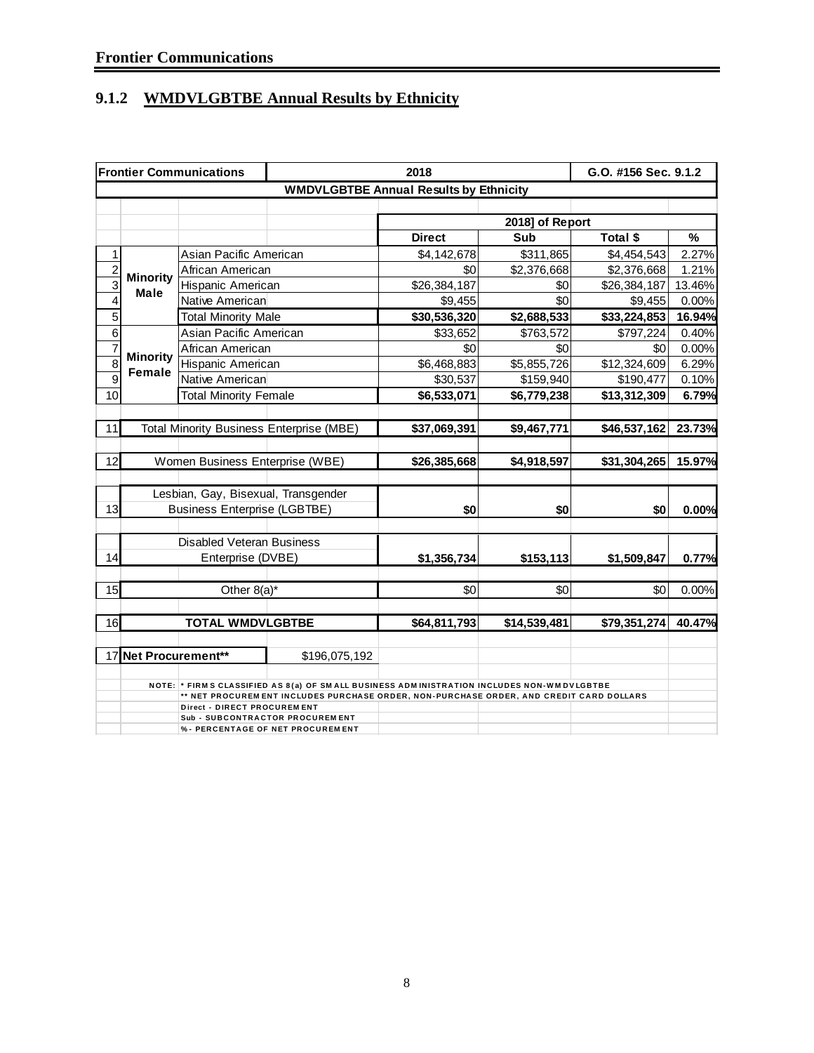**Frontier Communications**

## 9.1.2 WMDVLGBTBE Annual Results by Ethnicity

| | Frontier Communications | | | 2018 | | G.O. #156 Sec. 9.1.2 | |
|---|---|---|---|---|---|---|---|
| | WMDVLGBTBE Annual Results by Ethnicity | | | | | | |
| | | | | 2018] of Report | | | |
| | | | | Direct | Sub | Total $ | % |
| 1 | Minority Male | Asian Pacific American | | $4,142,678 | $311,865 | $4,454,543 | 2.27% |
| 2 | | African American | | $0 | $2,376,668 | $2,376,668 | 1.21% |
| 3 | | Hispanic American | | $26,384,187 | $0 | $26,384,187 | 13.46% |
| 4 | | Native American | | $9,455 | $0 | $9,455 | 0.00% |
| 5 | | **Total Minority Male** | | **$30,536,320** | **$2,688,533** | **$33,224,853** | **16.94%** |
| 6 | Minority Female | Asian Pacific American | | $33,652 | $763,572 | $797,224 | 0.40% |
| 7 | | African American | | $0 | $0 | $0 | 0.00% |
| 8 | | Hispanic American | | $6,468,883 | $5,855,726 | $12,324,609 | 6.29% |
| 9 | | Native American | | $30,537 | $159,940 | $190,477 | 0.10% |
| 10 | | **Total Minority Female** | | **$6,533,071** | **$6,779,238** | **$13,312,309** | **6.79%** |
| 11 | Total Minority Business Enterprise (MBE) | | | **$37,069,391** | **$9,467,771** | **$46,537,162** | **23.73%** |
| 12 | Women Business Enterprise (WBE) | | | **$26,385,668** | **$4,918,597** | **$31,304,265** | **15.97%** |
| 13 | Lesbian, Gay, Bisexual, Transgender Business Enterprise (LGBTBE) | | | **$0** | **$0** | **$0** | **0.00%** |
| 14 | Disabled Veteran Business Enterprise (DVBE) | | | **$1,356,734** | **$153,113** | **$1,509,847** | **0.77%** |
| 15 | Other 8(a)* | | | $0 | $0 | $0 | 0.00% |
| 16 | **TOTAL WMDVLGBTBE** | | | **$64,811,793** | **$14,539,481** | **$79,351,274** | **40.47%** |
| 17 | **Net Procurement**** | | $196,075,192 | | | | |

NOTE: * FIRMS CLASSIFIED AS 8(a) OF SMALL BUSINESS ADMINISTRATION INCLUDES NON-WMDVLGBTBE
** NET PROCUREMENT INCLUDES PURCHASE ORDER, NON-PURCHASE ORDER, AND CREDIT CARD DOLLARS
Direct - DIRECT PROCUREMENT
Sub - SUBCONTRACTOR PROCUREMENT
% - PERCENTAGE OF NET PROCUREMENT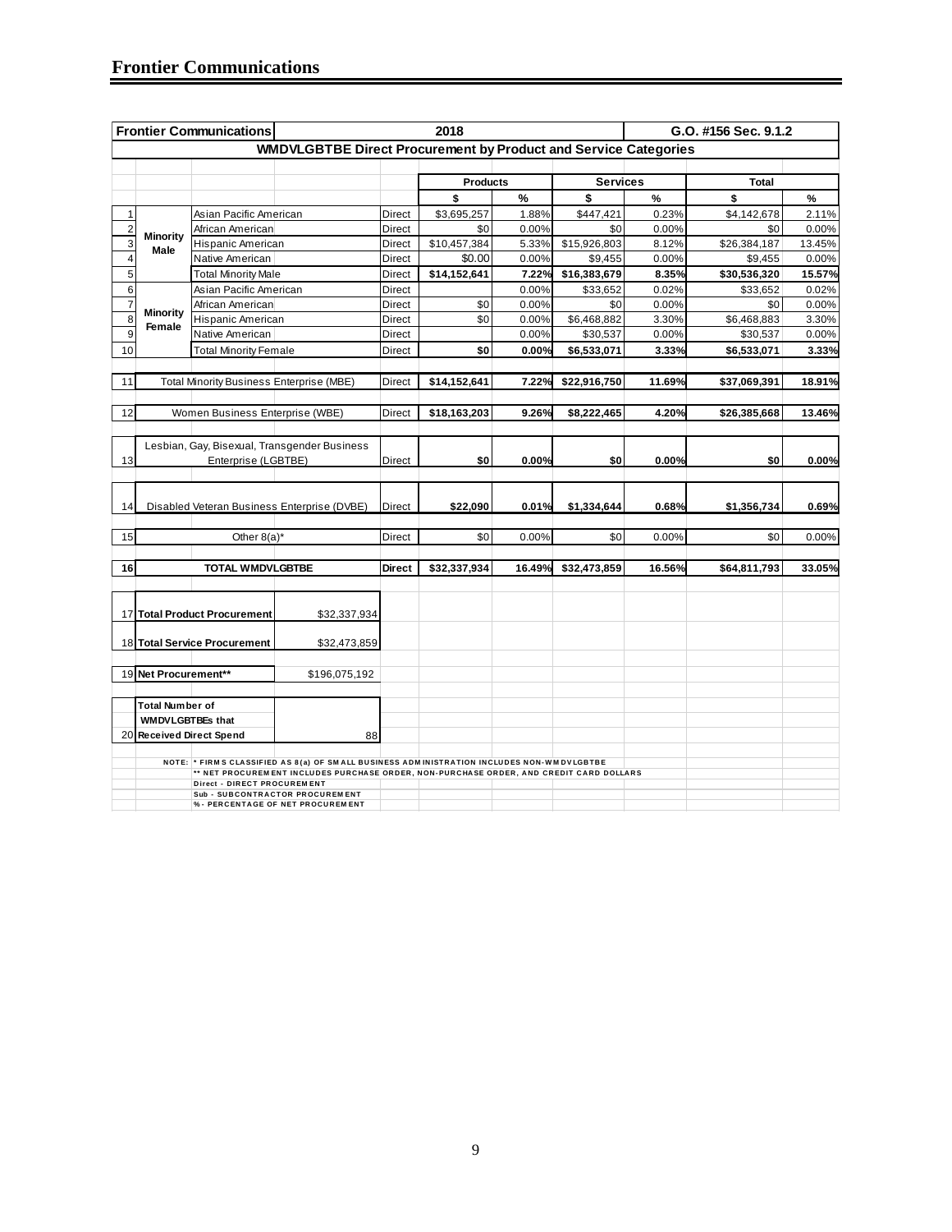## Frontier Communications

| Frontier Communications | | | 2018 | | | | G.O. #156 Sec. 9.1.2 | |
|---|---|---|---|---|---|---|---|---|
| **WMDVLGBTBE Direct Procurement by Product and Service Categories** | | | | | | | | |
| | | | **Products** | | **Services** | | **Total** | |
| | | | **$** | **%** | **$** | **%** | **$** | **%** |
| 1 | **Minority Male** — Asian Pacific American | Direct | $3,695,257 | 1.88% | $447,421 | 0.23% | $4,142,678 | 2.11% |
| 2 | **Minority Male** — African American | Direct | $0 | 0.00% | $0 | 0.00% | $0 | 0.00% |
| 3 | **Minority Male** — Hispanic American | Direct | $10,457,384 | 5.33% | $15,926,803 | 8.12% | $26,384,187 | 13.45% |
| 4 | **Minority Male** — Native American | Direct | $0.00 | 0.00% | $9,455 | 0.00% | $9,455 | 0.00% |
| 5 | Total Minority Male | Direct | **$14,152,641** | **7.22%** | **$16,383,679** | **8.35%** | **$30,536,320** | **15.57%** |
| 6 | **Minority Female** — Asian Pacific American | Direct | | 0.00% | $33,652 | 0.02% | $33,652 | 0.02% |
| 7 | **Minority Female** — African American | Direct | $0 | 0.00% | $0 | 0.00% | $0 | 0.00% |
| 8 | **Minority Female** — Hispanic American | Direct | $0 | 0.00% | $6,468,882 | 3.30% | $6,468,883 | 3.30% |
| 9 | **Minority Female** — Native American | Direct | | 0.00% | $30,537 | 0.00% | $30,537 | 0.00% |
| 10 | Total Minority Female | Direct | **$0** | **0.00%** | **$6,533,071** | **3.33%** | **$6,533,071** | **3.33%** |
| 11 | Total Minority Business Enterprise (MBE) | Direct | **$14,152,641** | **7.22%** | **$22,916,750** | **11.69%** | **$37,069,391** | **18.91%** |
| 12 | Women Business Enterprise (WBE) | Direct | **$18,163,203** | **9.26%** | **$8,222,465** | **4.20%** | **$26,385,668** | **13.46%** |
| 13 | Lesbian, Gay, Bisexual, Transgender Business Enterprise (LGBTBE) | Direct | **$0** | **0.00%** | **$0** | **0.00%** | **$0** | **0.00%** |
| 14 | Disabled Veteran Business Enterprise (DVBE) | Direct | **$22,090** | **0.01%** | **$1,334,644** | **0.68%** | **$1,356,734** | **0.69%** |
| 15 | Other 8(a)* | Direct | $0 | 0.00% | $0 | 0.00% | $0 | 0.00% |
| **16** | **TOTAL WMDVLGBTBE** | **Direct** | **$32,337,934** | **16.49%** | **$32,473,859** | **16.56%** | **$64,811,793** | **33.05%** |

| | | |
|---|---|---|
| 17 | **Total Product Procurement** | $32,337,934 |
| 18 | **Total Service Procurement** | $32,473,859 |
| 19 | **Net Procurement**** | $196,075,192 |
| 20 | **Total Number of WMDVLGBTBEs that Received Direct Spend** | 88 |

NOTE: * FIRMS CLASSIFIED AS 8(a) OF SMALL BUSINESS ADMINISTRATION INCLUDES NON-WMDVLGBTBE
** NET PROCUREMENT INCLUDES PURCHASE ORDER, NON-PURCHASE ORDER, AND CREDIT CARD DOLLARS
Direct - DIRECT PROCUREMENT
Sub - SUBCONTRACTOR PROCUREMENT
% - PERCENTAGE OF NET PROCUREMENT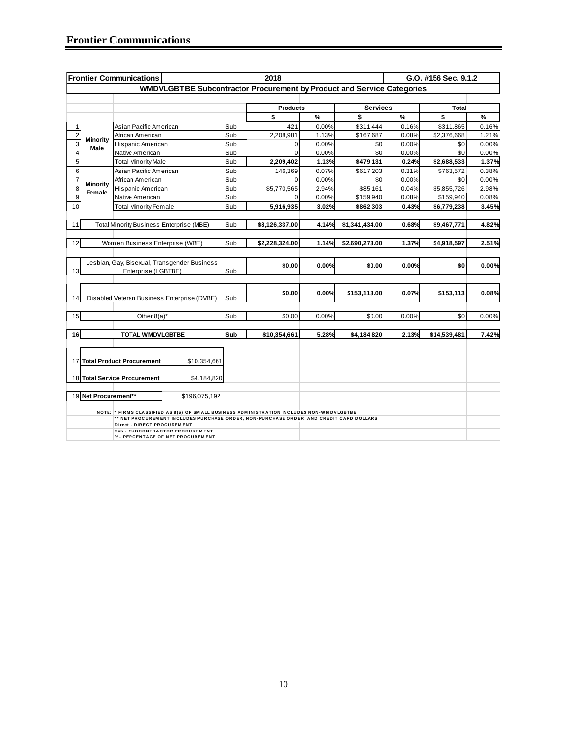## Frontier Communications

| Frontier Communications | | | | 2018 | | | | G.O. #156 Sec. 9.1.2 | |
|---|---|---|---|---|---|---|---|---|---|
| **WMDVLGBTBE Subcontractor Procurement by Product and Service Categories** | | | | | | | | | |
| | | | | **Products** | | **Services** | | **Total** | |
| | | | | **$** | **%** | **$** | **%** | **$** | **%** |
| 1 | **Minority Male** | Asian Pacific American | Sub | 421 | 0.00% | $311,444 | 0.16% | $311,865 | 0.16% |
| 2 | | African American | Sub | 2,208,981 | 1.13% | $167,687 | 0.08% | $2,376,668 | 1.21% |
| 3 | | Hispanic American | Sub | 0 | 0.00% | $0 | 0.00% | $0 | 0.00% |
| 4 | | Native American | Sub | 0 | 0.00% | $0 | 0.00% | $0 | 0.00% |
| 5 | | Total Minority Male | Sub | **2,209,402** | **1.13%** | **$479,131** | **0.24%** | **$2,688,533** | **1.37%** |
| 6 | **Minority Female** | Asian Pacific American | Sub | 146,369 | 0.07% | $617,203 | 0.31% | $763,572 | 0.38% |
| 7 | | African American | Sub | 0 | 0.00% | $0 | 0.00% | $0 | 0.00% |
| 8 | | Hispanic American | Sub | $5,770,565 | 2.94% | $85,161 | 0.04% | $5,855,726 | 2.98% |
| 9 | | Native American | Sub | 0 | 0.00% | $159,940 | 0.08% | $159,940 | 0.08% |
| 10 | | Total Minority Female | Sub | **5,916,935** | **3.02%** | **$862,303** | **0.43%** | **$6,779,238** | **3.45%** |
| 11 | Total Minority Business Enterprise (MBE) | | Sub | **$8,126,337.00** | **4.14%** | **$1,341,434.00** | **0.68%** | **$9,467,771** | **4.82%** |
| 12 | Women Business Enterprise (WBE) | | Sub | **$2,228,324.00** | **1.14%** | **$2,690,273.00** | **1.37%** | **$4,918,597** | **2.51%** |
| 13 | Lesbian, Gay, Bisexual, Transgender Business Enterprise (LGBTBE) | | Sub | **$0.00** | **0.00%** | **$0.00** | **0.00%** | **$0** | **0.00%** |
| 14 | Disabled Veteran Business Enterprise (DVBE) | | Sub | **$0.00** | **0.00%** | **$153,113.00** | **0.07%** | **$153,113** | **0.08%** |
| 15 | Other 8(a)* | | Sub | $0.00 | 0.00% | $0.00 | 0.00% | $0 | 0.00% |
| **16** | **TOTAL WMDVLGBTBE** | | **Sub** | **$10,354,661** | **5.28%** | **$4,184,820** | **2.13%** | **$14,539,481** | **7.42%** |
| 17 | **Total Product Procurement** | $10,354,661 | | | | | | | |
| 18 | **Total Service Procurement** | $4,184,820 | | | | | | | |
| 19 | **Net Procurement**** | $196,075,192 | | | | | | | |

NOTE: * FIRMS CLASSIFIED AS 8(a) OF SMALL BUSINESS ADMINISTRATION INCLUDES NON-WMDVLGBTBE
** NET PROCUREMENT INCLUDES PURCHASE ORDER, NON-PURCHASE ORDER, AND CREDIT CARD DOLLARS
Direct - DIRECT PROCUREMENT
Sub - SUBCONTRACTOR PROCUREMENT
% - PERCENTAGE OF NET PROCUREMENT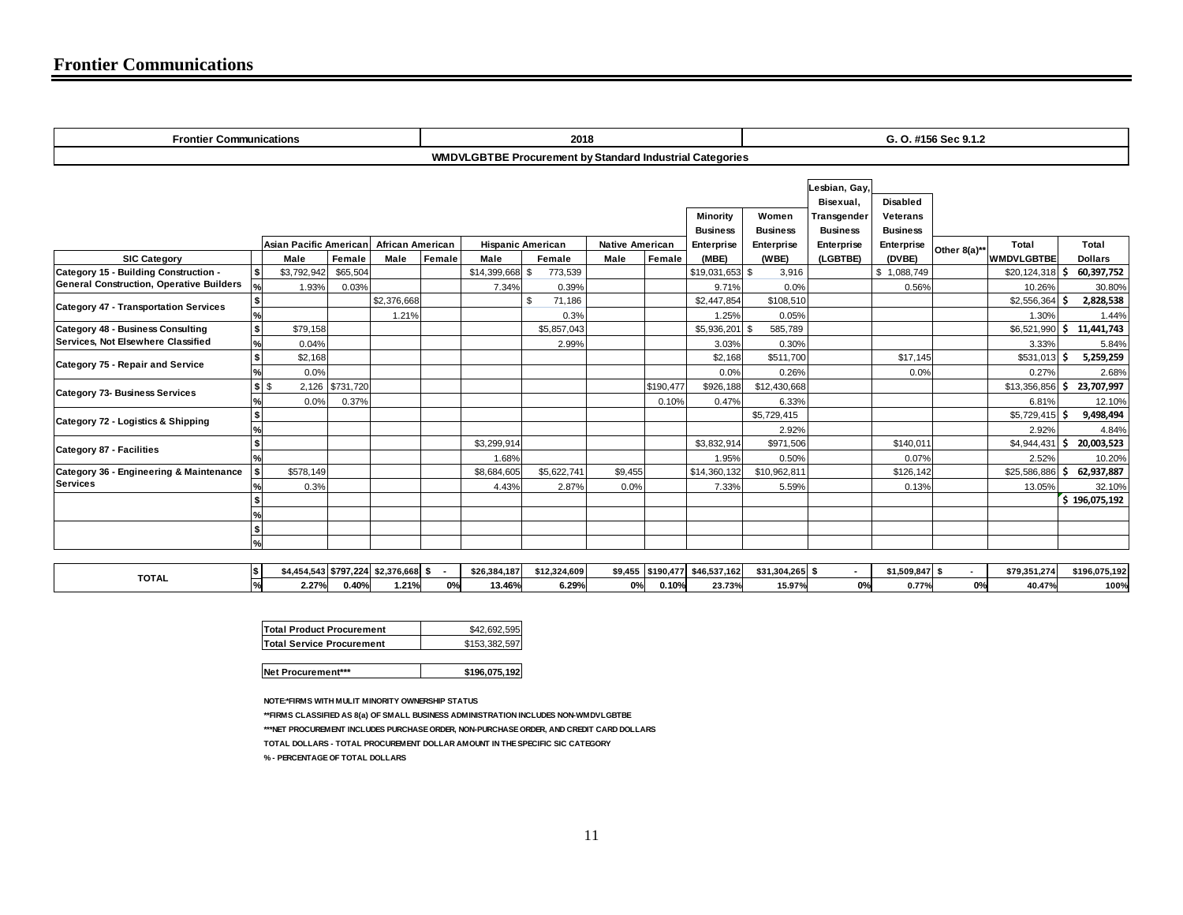# Frontier Communications

| Frontier Communications | | | | | | | 2018 | | | | | | G. O. #156 Sec 9.1.2 | | | | |
|---|---|---|---|---|---|---|---|---|---|---|---|---|---|---|---|---|---|
| WMDVLGBTBE Procurement by Standard Industrial Categories | | | | | | | | | | | | | | | | | |
| | | Asian Pacific American | | African American | | Hispanic American | | Native American | | Minority Business Enterprise | Women Business Enterprise | Lesbian, Gay, Bisexual, Transgender Business Enterprise | Disabled Veterans Business Enterprise | Other 8(a)** | Total | Total |
| SIC Category | | Male | Female | Male | Female | Male | Female | Male | Female | (MBE) | (WBE) | (LGBTBE) | (DVBE) | | WMDVLGBTBE | Dollars |
| Category 15 - Building Construction - General Construction, Operative Builders | $ | $3,792,942 | $65,504 | | | $14,399,668 | $ 773,539 | | | $19,031,653 | $ 3,916 | | $ 1,088,749 | | $20,124,318 | $ 60,397,752 |
| | % | 1.93% | 0.03% | | | 7.34% | 0.39% | | | 9.71% | 0.0% | | 0.56% | | 10.26% | 30.80% |
| Category 47 - Transportation Services | $ | | | $2,376,668 | | | $ 71,186 | | | $2,447,854 | $108,510 | | | | $2,556,364 | $ 2,828,538 |
| | % | | | 1.21% | | | 0.3% | | | 1.25% | 0.05% | | | | 1.30% | 1.44% |
| Category 48 - Business Consulting Services, Not Elsewhere Classified | $ | $79,158 | | | | | $5,857,043 | | | $5,936,201 | $ 585,789 | | | | $6,521,990 | $ 11,441,743 |
| | % | 0.04% | | | | | 2.99% | | | 3.03% | 0.30% | | | | 3.33% | 5.84% |
| Category 75 - Repair and Service | $ | $2,168 | | | | | | | | $2,168 | $511,700 | | $17,145 | | $531,013 | $ 5,259,259 |
| | % | 0.0% | | | | | | | | 0.0% | 0.26% | | 0.0% | | 0.27% | 2.68% |
| Category 73- Business Services | $ | $ 2,126 | $731,720 | | | | | | $190,477 | $926,188 | $12,430,668 | | | | $13,356,856 | $ 23,707,997 |
| | % | 0.0% | 0.37% | | | | | | 0.10% | 0.47% | 6.33% | | | | 6.81% | 12.10% |
| Category 72 - Logistics & Shipping | $ | | | | | | | | | | $5,729,415 | | | | $5,729,415 | $ 9,498,494 |
| | % | | | | | | | | | | 2.92% | | | | 2.92% | 4.84% |
| Category 87 - Facilities | $ | | | | | $3,299,914 | | | | $3,832,914 | $971,506 | | $140,011 | | $4,944,431 | $ 20,003,523 |
| | % | | | | | 1.68% | | | | 1.95% | 0.50% | | 0.07% | | 2.52% | 10.20% |
| Category 36 - Engineering & Maintenance Services | $ | $578,149 | | | | $8,684,605 | $5,622,741 | $9,455 | | $14,360,132 | $10,962,811 | | $126,142 | | $25,586,886 | $ 62,937,887 |
| | % | 0.3% | | | | 4.43% | 2.87% | 0.0% | | 7.33% | 5.59% | | 0.13% | | 13.05% | 32.10% |
| | $ | | | | | | | | | | | | | | | $ 196,075,192 |
| | % | | | | | | | | | | | | | | | |
| | $ | | | | | | | | | | | | | | | |
| | % | | | | | | | | | | | | | | | |
| TOTAL | $ | $4,454,543 | $797,224 | $2,376,668 | $ - | $26,384,187 | $12,324,609 | $9,455 | $190,477 | $46,537,162 | $31,304,265 | $ - | $1,509,847 | $ - | $79,351,274 | $196,075,192 |
| | % | 2.27% | 0.40% | 1.21% | 0% | 13.46% | 6.29% | 0% | 0.10% | 23.73% | 15.97% | 0% | 0.77% | 0% | 40.47% | 100% |

| | |
|---|---|
| Total Product Procurement | $42,692,595 |
| Total Service Procurement | $153,382,597 |
| Net Procurement*** | $196,075,192 |

NOTE:*FIRMS WITH MULIT MINORITY OWNERSHIP STATUS

**FIRMS CLASSIFIED AS 8(a) OF SMALL BUSINESS ADMINISTRATION INCLUDES NON-WMDVLGBTBE

***NET PROCUREMENT INCLUDES PURCHASE ORDER, NON-PURCHASE ORDER, AND CREDIT CARD DOLLARS

TOTAL DOLLARS - TOTAL PROCUREMENT DOLLAR AMOUNT IN THE SPECIFIC SIC CATEGORY

% - PERCENTAGE OF TOTAL DOLLARS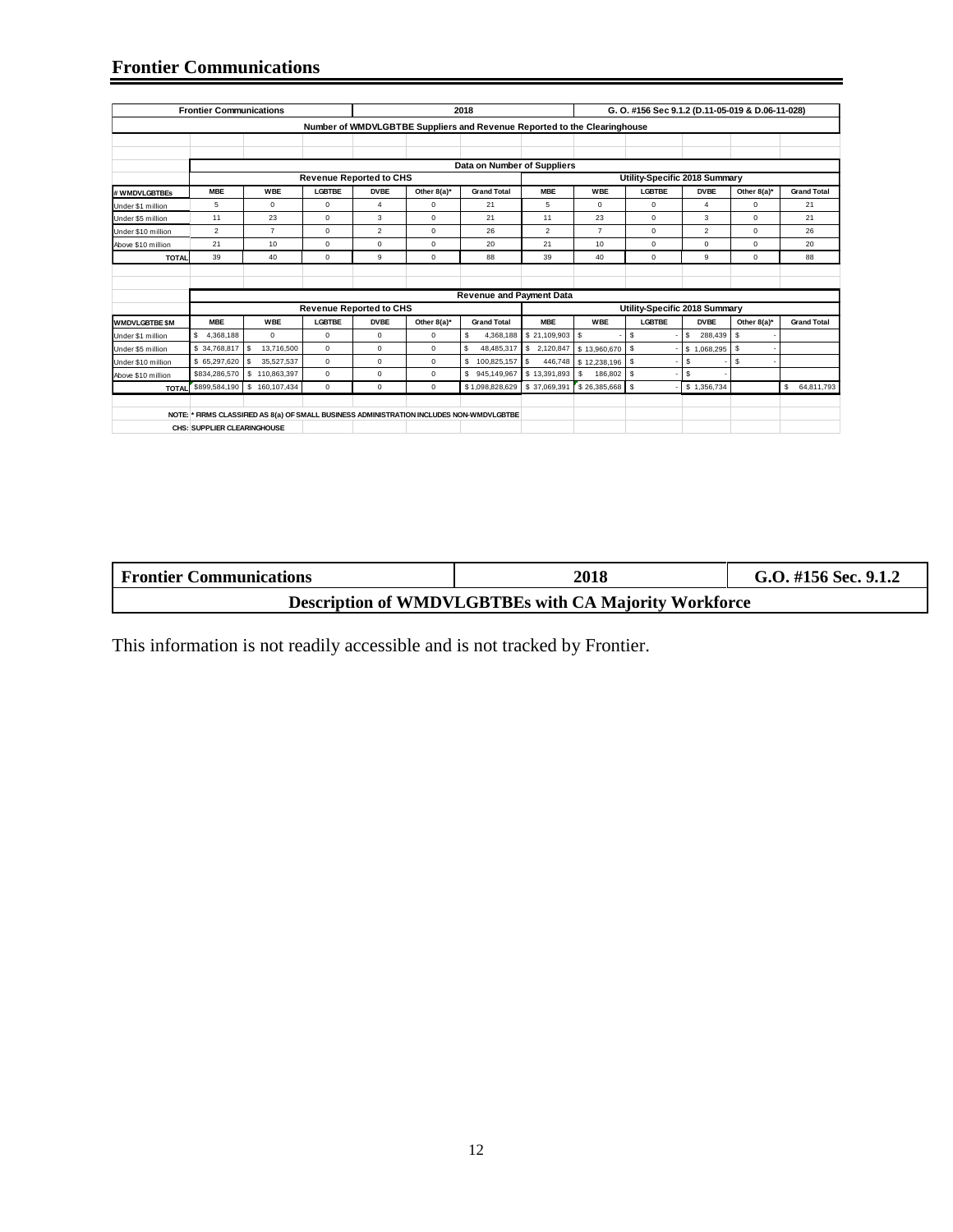## Frontier Communications

| Frontier Communications | | | | | 2018 | | G. O. #156 Sec 9.1.2 (D.11-05-019 & D.06-11-028) | | | | |
|---|---|---|---|---|---|---|---|---|---|---|---|
| Number of WMDVLGBTBE Suppliers and Revenue Reported to the Clearinghouse | | | | | | | | | | | |
| | Data on Number of Suppliers | | | | | | | | | | |
| | Revenue Reported to CHS | | | | | Utility-Specific 2018 Summary | | | | | |
| # WMDVLGBTBEs | MBE | WBE | LGBTBE | DVBE | Other 8(a)* | Grand Total | MBE | WBE | LGBTBE | DVBE | Other 8(a)* | Grand Total |
| Under $1 million | 5 | 0 | 0 | 4 | 0 | 21 | 5 | 0 | 0 | 4 | 0 | 21 |
| Under $5 million | 11 | 23 | 0 | 3 | 0 | 21 | 11 | 23 | 0 | 3 | 0 | 21 |
| Under $10 million | 2 | 7 | 0 | 2 | 0 | 26 | 2 | 7 | 0 | 2 | 0 | 26 |
| Above $10 million | 21 | 10 | 0 | 0 | 0 | 20 | 21 | 10 | 0 | 0 | 0 | 20 |
| TOTAL | 39 | 40 | 0 | 9 | 0 | 88 | 39 | 40 | 0 | 9 | 0 | 88 |

| | Revenue and Payment Data | | | | | | | | | | | |
|---|---|---|---|---|---|---|---|---|---|---|---|---|
| | Revenue Reported to CHS | | | | | | Utility-Specific 2018 Summary | | | | | |
| WMDVLGBTBE $M | MBE | WBE | LGBTBE | DVBE | Other 8(a)* | Grand Total | MBE | WBE | LGBTBE | DVBE | Other 8(a)* | Grand Total |
| Under $1 million | $ 4,368,188 | 0 | 0 | 0 | 0 | $ 4,368,188 | $ 21,109,903 | $ - | $ - | $ 288,439 | $ - | |
| Under $5 million | $ 34,768,817 | $ 13,716,500 | 0 | 0 | 0 | $ 48,485,317 | $ 2,120,847 | $ 13,960,670 | $ - | $ 1,068,295 | $ - | |
| Under $10 million | $ 65,297,620 | $ 35,527,537 | 0 | 0 | 0 | $ 100,825,157 | $ 446,748 | $ 12,238,196 | $ - | $ - | $ - | |
| Above $10 million | $834,286,570 | $ 110,863,397 | 0 | 0 | 0 | $ 945,149,967 | $ 13,391,893 | $ 186,802 | $ - | $ - | | |
| TOTAL | $899,584,190 | $ 160,107,434 | 0 | 0 | 0 | $ 1,098,828,629 | $ 37,069,391 | $ 26,385,668 | $ - | $ 1,356,734 | | $ 64,811,793 |

NOTE: * FIRMS CLASSIFIED AS 8(a) OF SMALL BUSINESS ADMINISTRATION INCLUDES NON-WMDVLGBTBE

CHS: SUPPLIER CLEARINGHOUSE

| Frontier Communications | 2018 | G.O. #156 Sec. 9.1.2 |
|---|---|---|
| **Description of WMDVLGBTBEs with CA Majority Workforce** | | |

This information is not readily accessible and is not tracked by Frontier.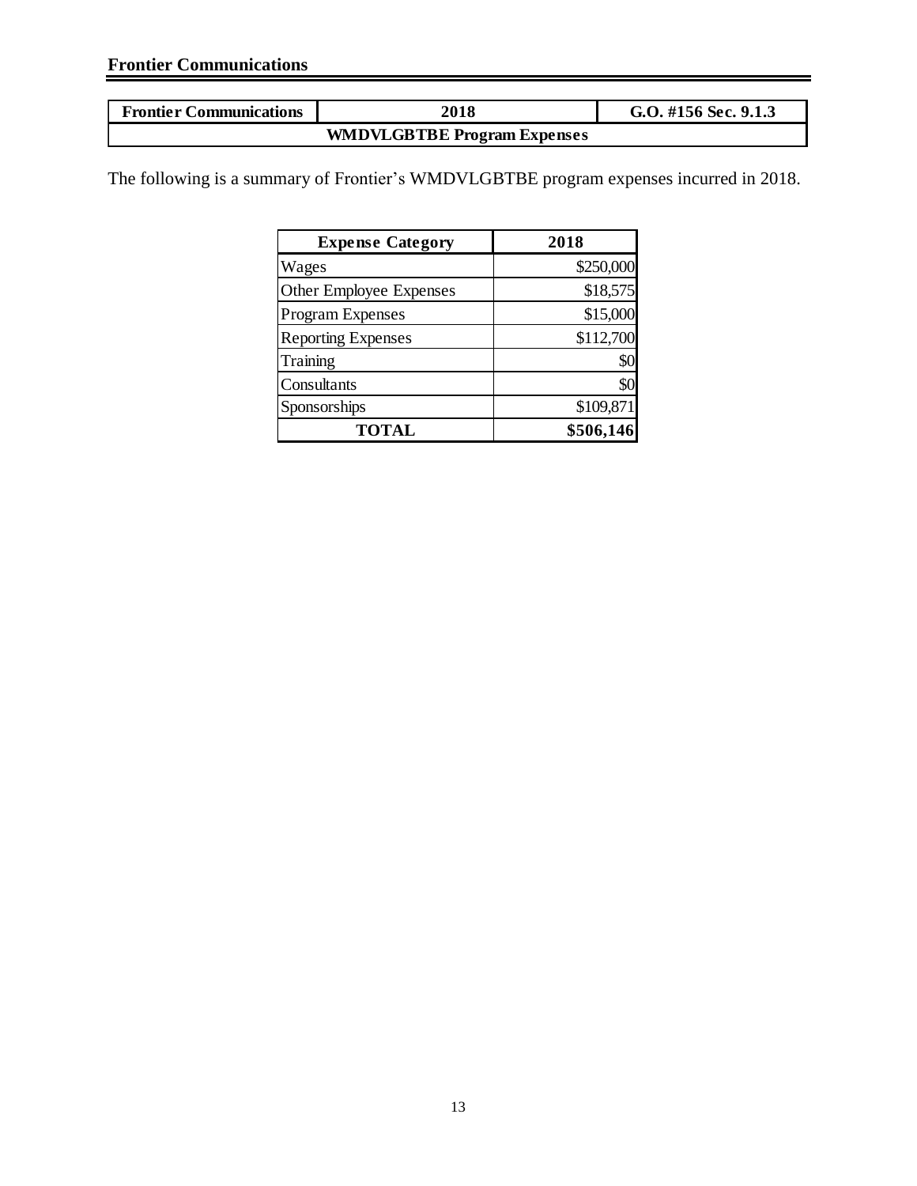**Frontier Communications**

| Frontier Communications | 2018 | G.O. #156 Sec. 9.1.3 |
|---|---|---|
| WMDVLGBTBE Program Expenses | | |

The following is a summary of Frontier's WMDVLGBTBE program expenses incurred in 2018.

| Expense Category | 2018 |
|---|---|
| Wages | $250,000 |
| Other Employee Expenses | $18,575 |
| Program Expenses | $15,000 |
| Reporting Expenses | $112,700 |
| Training | $0 |
| Consultants | $0 |
| Sponsorships | $109,871 |
| **TOTAL** | **$506,146** |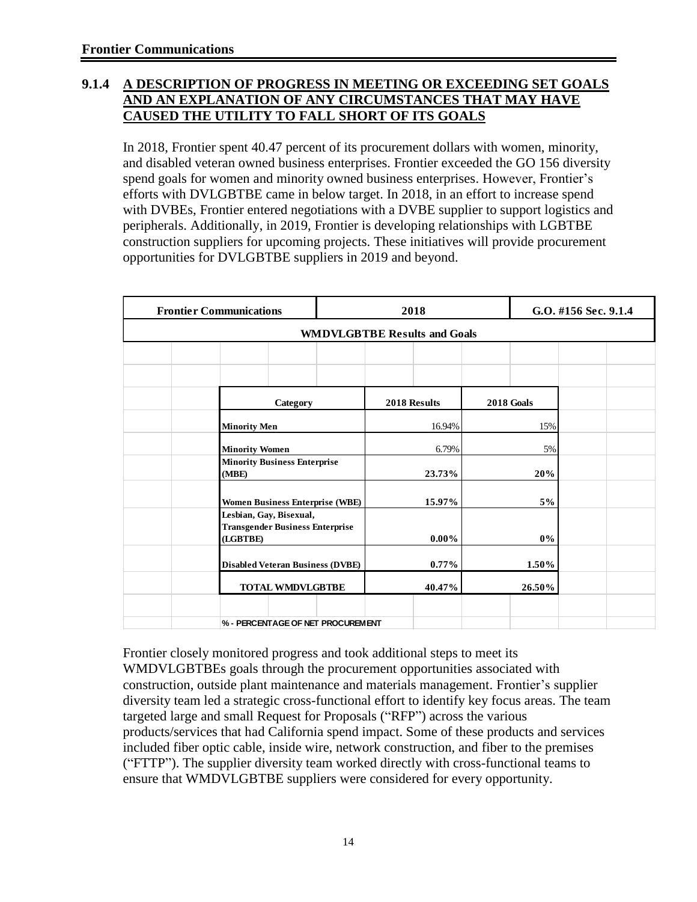**Frontier Communications**

## 9.1.4 A DESCRIPTION OF PROGRESS IN MEETING OR EXCEEDING SET GOALS AND AN EXPLANATION OF ANY CIRCUMSTANCES THAT MAY HAVE CAUSED THE UTILITY TO FALL SHORT OF ITS GOALS

In 2018, Frontier spent 40.47 percent of its procurement dollars with women, minority, and disabled veteran owned business enterprises. Frontier exceeded the GO 156 diversity spend goals for women and minority owned business enterprises. However, Frontier's efforts with DVLGBTBE came in below target. In 2018, in an effort to increase spend with DVBEs, Frontier entered negotiations with a DVBE supplier to support logistics and peripherals. Additionally, in 2019, Frontier is developing relationships with LGBTBE construction suppliers for upcoming projects. These initiatives will provide procurement opportunities for DVLGBTBE suppliers in 2019 and beyond.

| Frontier Communications | 2018 | G.O. #156 Sec. 9.1.4 |
|---|---|---|
| **WMDVLGBTBE Results and Goals** | | |
| **Category** | **2018 Results** | **2018 Goals** |
| **Minority Men** | 16.94% | 15% |
| **Minority Women** | 6.79% | 5% |
| **Minority Business Enterprise (MBE)** | **23.73%** | **20%** |
| **Women Business Enterprise (WBE)** | **15.97%** | **5%** |
| **Lesbian, Gay, Bisexual, Transgender Business Enterprise (LGBTBE)** | **0.00%** | **0%** |
| **Disabled Veteran Business (DVBE)** | **0.77%** | **1.50%** |
| **TOTAL WMDVLGBTBE** | **40.47%** | **26.50%** |

% - PERCENTAGE OF NET PROCUREMENT

Frontier closely monitored progress and took additional steps to meet its WMDVLGBTBEs goals through the procurement opportunities associated with construction, outside plant maintenance and materials management. Frontier's supplier diversity team led a strategic cross-functional effort to identify key focus areas. The team targeted large and small Request for Proposals ("RFP") across the various products/services that had California spend impact. Some of these products and services included fiber optic cable, inside wire, network construction, and fiber to the premises ("FTTP"). The supplier diversity team worked directly with cross-functional teams to ensure that WMDVLGBTBE suppliers were considered for every opportunity.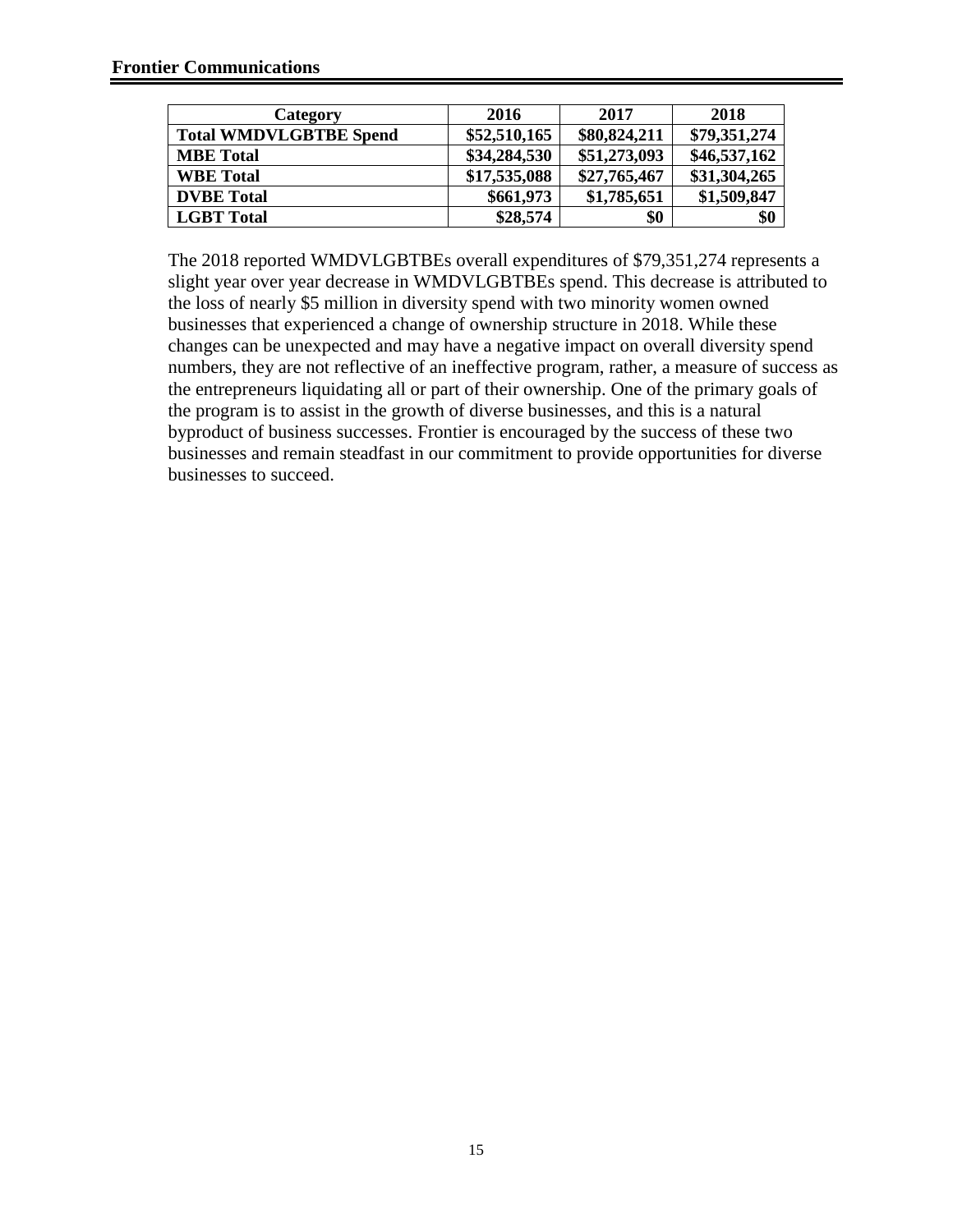## Frontier Communications

| Category | 2016 | 2017 | 2018 |
|---|---|---|---|
| **Total WMDVLGBTBE Spend** | **$52,510,165** | **$80,824,211** | **$79,351,274** |
| **MBE Total** | **$34,284,530** | **$51,273,093** | **$46,537,162** |
| **WBE Total** | **$17,535,088** | **$27,765,467** | **$31,304,265** |
| **DVBE Total** | **$661,973** | **$1,785,651** | **$1,509,847** |
| **LGBT Total** | **$28,574** | **$0** | **$0** |

The 2018 reported WMDVLGBTBEs overall expenditures of $79,351,274 represents a slight year over year decrease in WMDVLGBTBEs spend. This decrease is attributed to the loss of nearly $5 million in diversity spend with two minority women owned businesses that experienced a change of ownership structure in 2018. While these changes can be unexpected and may have a negative impact on overall diversity spend numbers, they are not reflective of an ineffective program, rather, a measure of success as the entrepreneurs liquidating all or part of their ownership. One of the primary goals of the program is to assist in the growth of diverse businesses, and this is a natural byproduct of business successes. Frontier is encouraged by the success of these two businesses and remain steadfast in our commitment to provide opportunities for diverse businesses to succeed.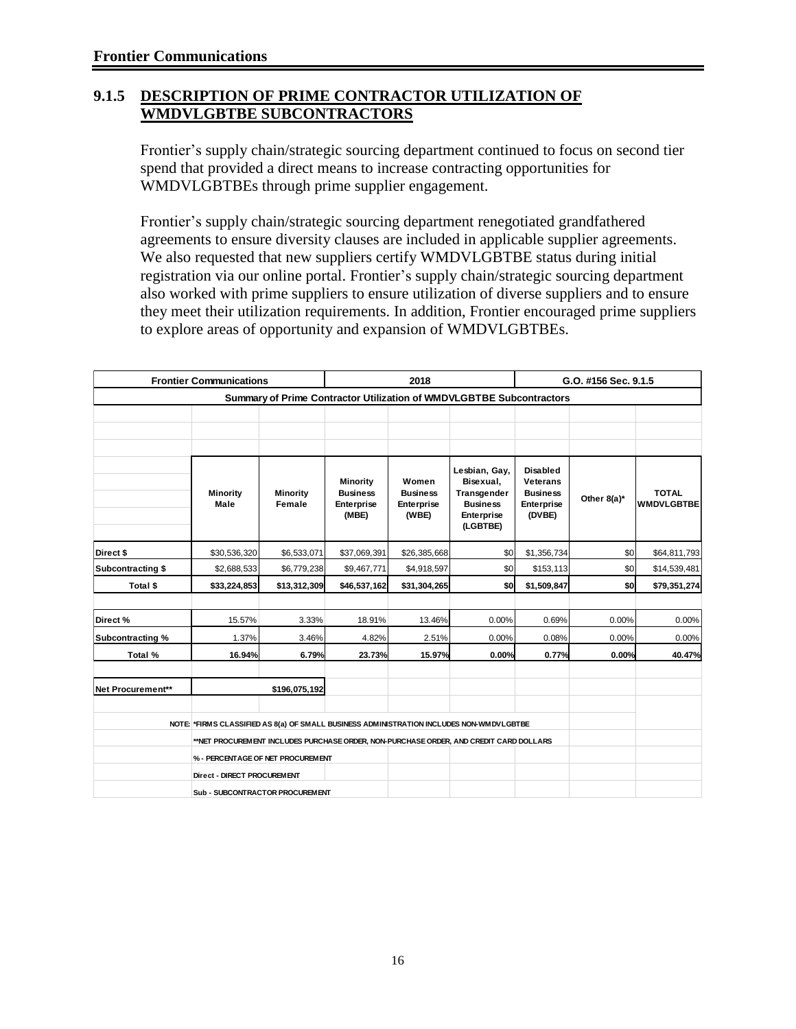## 9.1.5 DESCRIPTION OF PRIME CONTRACTOR UTILIZATION OF WMDVLGBTBE SUBCONTRACTORS

Frontier's supply chain/strategic sourcing department continued to focus on second tier spend that provided a direct means to increase contracting opportunities for WMDVLGBTBEs through prime supplier engagement.

Frontier's supply chain/strategic sourcing department renegotiated grandfathered agreements to ensure diversity clauses are included in applicable supplier agreements. We also requested that new suppliers certify WMDVLGBTBE status during initial registration via our online portal. Frontier's supply chain/strategic sourcing department also worked with prime suppliers to ensure utilization of diverse suppliers and to ensure they meet their utilization requirements. In addition, Frontier encouraged prime suppliers to explore areas of opportunity and expansion of WMDVLGBTBEs.

| Frontier Communications | | | 2018 | | | G.O. #156 Sec. 9.1.5 | | |
|---|---|---|---|---|---|---|---|---|
| **Summary of Prime Contractor Utilization of WMDVLGBTBE Subcontractors** | | | | | | | | |
| | **Minority Male** | **Minority Female** | **Minority Business Enterprise (MBE)** | **Women Business Enterprise (WBE)** | **Lesbian, Gay, Bisexual, Transgender Business Enterprise (LGBTBE)** | **Disabled Veterans Business Enterprise (DVBE)** | **Other 8(a)*** | **TOTAL WMDVLGBTBE** |
| **Direct $** | $30,536,320 | $6,533,071 | $37,069,391 | $26,385,668 | $0 | $1,356,734 | $0 | $64,811,793 |
| **Subcontracting $** | $2,688,533 | $6,779,238 | $9,467,771 | $4,918,597 | $0 | $153,113 | $0 | $14,539,481 |
| **Total $** | **$33,224,853** | **$13,312,309** | **$46,537,162** | **$31,304,265** | **$0** | **$1,509,847** | **$0** | **$79,351,274** |
| **Direct %** | 15.57% | 3.33% | 18.91% | 13.46% | 0.00% | 0.69% | 0.00% | 0.00% |
| **Subcontracting %** | 1.37% | 3.46% | 4.82% | 2.51% | 0.00% | 0.08% | 0.00% | 0.00% |
| **Total %** | **16.94%** | **6.79%** | **23.73%** | **15.97%** | **0.00%** | **0.77%** | **0.00%** | **40.47%** |
| **Net Procurement**** | | **$196,075,192** | | | | | | |

NOTE: *FIRMS CLASSIFIED AS 8(a) OF SMALL BUSINESS ADMINISTRATION INCLUDES NON-WMDVLGBTBE

**NET PROCUREMENT INCLUDES PURCHASE ORDER, NON-PURCHASE ORDER, AND CREDIT CARD DOLLARS

% - PERCENTAGE OF NET PROCUREMENT

Direct - DIRECT PROCUREMENT

Sub - SUBCONTRACTOR PROCUREMENT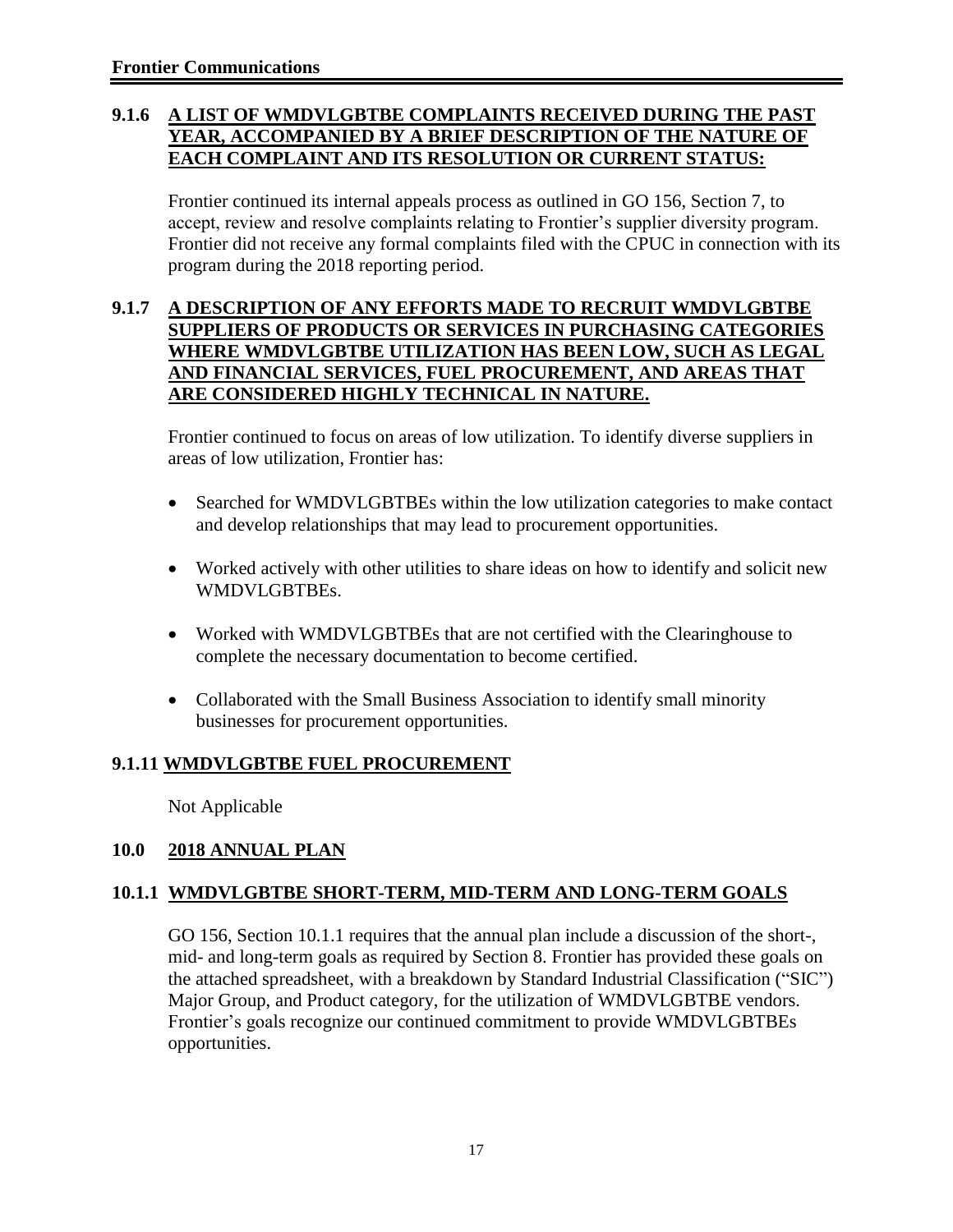### 9.1.6 A LIST OF WMDVLGBTBE COMPLAINTS RECEIVED DURING THE PAST YEAR, ACCOMPANIED BY A BRIEF DESCRIPTION OF THE NATURE OF EACH COMPLAINT AND ITS RESOLUTION OR CURRENT STATUS:

Frontier continued its internal appeals process as outlined in GO 156, Section 7, to accept, review and resolve complaints relating to Frontier's supplier diversity program. Frontier did not receive any formal complaints filed with the CPUC in connection with its program during the 2018 reporting period.

### 9.1.7 A DESCRIPTION OF ANY EFFORTS MADE TO RECRUIT WMDVLGBTBE SUPPLIERS OF PRODUCTS OR SERVICES IN PURCHASING CATEGORIES WHERE WMDVLGBTBE UTILIZATION HAS BEEN LOW, SUCH AS LEGAL AND FINANCIAL SERVICES, FUEL PROCUREMENT, AND AREAS THAT ARE CONSIDERED HIGHLY TECHNICAL IN NATURE.

Frontier continued to focus on areas of low utilization. To identify diverse suppliers in areas of low utilization, Frontier has:

- Searched for WMDVLGBTBEs within the low utilization categories to make contact and develop relationships that may lead to procurement opportunities.
- Worked actively with other utilities to share ideas on how to identify and solicit new WMDVLGBTBEs.
- Worked with WMDVLGBTBEs that are not certified with the Clearinghouse to complete the necessary documentation to become certified.
- Collaborated with the Small Business Association to identify small minority businesses for procurement opportunities.

### 9.1.11 WMDVLGBTBE FUEL PROCUREMENT

Not Applicable

## 10.0 2018 ANNUAL PLAN

### 10.1.1 WMDVLGBTBE SHORT-TERM, MID-TERM AND LONG-TERM GOALS

GO 156, Section 10.1.1 requires that the annual plan include a discussion of the short-, mid- and long-term goals as required by Section 8. Frontier has provided these goals on the attached spreadsheet, with a breakdown by Standard Industrial Classification ("SIC") Major Group, and Product category, for the utilization of WMDVLGBTBE vendors. Frontier's goals recognize our continued commitment to provide WMDVLGBTBEs opportunities.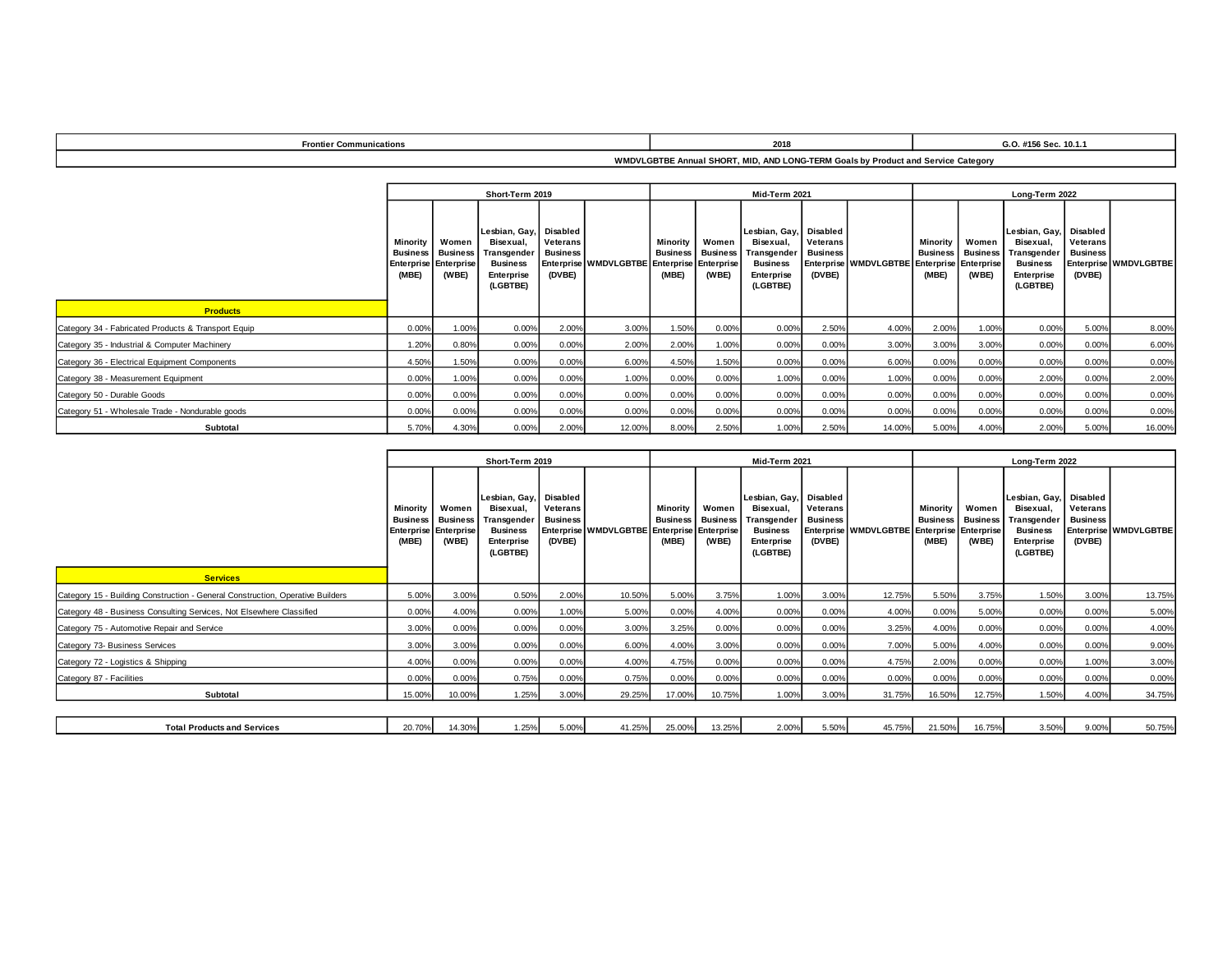| Frontier Communications | 2018 | G.O. #156 Sec. 10.1.1 |
|---|---|---|
| | WMDVLGBTBE Annual SHORT, MID, AND LONG-TERM Goals by Product and Service Category | |

| | Short-Term 2019 | | | | | Mid-Term 2021 | | | | | Long-Term 2022 | | | | |
|---|---|---|---|---|---|---|---|---|---|---|---|---|---|---|---|
| **Products** | Minority Business Enterprise (MBE) | Women Business Enterprise (WBE) | Lesbian, Gay, Bisexual, Transgender Business Enterprise (LGBTBE) | Disabled Veterans Business Enterprise (DVBE) | WMDVLGBTBE | Minority Business Enterprise (MBE) | Women Business Enterprise (WBE) | Lesbian, Gay, Bisexual, Transgender Business Enterprise (LGBTBE) | Disabled Veterans Business Enterprise (DVBE) | WMDVLGBTBE | Minority Business Enterprise (MBE) | Women Business Enterprise (WBE) | Lesbian, Gay, Bisexual, Transgender Business Enterprise (LGBTBE) | Disabled Veterans Business Enterprise (DVBE) | WMDVLGBTBE |
| Category 34 - Fabricated Products & Transport Equip | 0.00% | 1.00% | 0.00% | 2.00% | 3.00% | 1.50% | 0.00% | 0.00% | 2.50% | 4.00% | 2.00% | 1.00% | 0.00% | 5.00% | 8.00% |
| Category 35 - Industrial & Computer Machinery | 1.20% | 0.80% | 0.00% | 0.00% | 2.00% | 2.00% | 1.00% | 0.00% | 0.00% | 3.00% | 3.00% | 3.00% | 0.00% | 0.00% | 6.00% |
| Category 36 - Electrical Equipment Components | 4.50% | 1.50% | 0.00% | 0.00% | 6.00% | 4.50% | 1.50% | 0.00% | 0.00% | 6.00% | 0.00% | 0.00% | 0.00% | 0.00% | 0.00% |
| Category 38 - Measurement Equipment | 0.00% | 1.00% | 0.00% | 0.00% | 1.00% | 0.00% | 0.00% | 1.00% | 0.00% | 1.00% | 0.00% | 0.00% | 2.00% | 0.00% | 2.00% |
| Category 50 - Durable Goods | 0.00% | 0.00% | 0.00% | 0.00% | 0.00% | 0.00% | 0.00% | 0.00% | 0.00% | 0.00% | 0.00% | 0.00% | 0.00% | 0.00% | 0.00% |
| Category 51 - Wholesale Trade - Nondurable goods | 0.00% | 0.00% | 0.00% | 0.00% | 0.00% | 0.00% | 0.00% | 0.00% | 0.00% | 0.00% | 0.00% | 0.00% | 0.00% | 0.00% | 0.00% |
| **Subtotal** | 5.70% | 4.30% | 0.00% | 2.00% | 12.00% | 8.00% | 2.50% | 1.00% | 2.50% | 14.00% | 5.00% | 4.00% | 2.00% | 5.00% | 16.00% |

| | Short-Term 2019 | | | | | Mid-Term 2021 | | | | | Long-Term 2022 | | | | |
|---|---|---|---|---|---|---|---|---|---|---|---|---|---|---|---|
| **Services** | Minority Business Enterprise (MBE) | Women Business Enterprise (WBE) | Lesbian, Gay, Bisexual, Transgender Business Enterprise (LGBTBE) | Disabled Veterans Business Enterprise (DVBE) | WMDVLGBTBE | Minority Business Enterprise (MBE) | Women Business Enterprise (WBE) | Lesbian, Gay, Bisexual, Transgender Business Enterprise (LGBTBE) | Disabled Veterans Business Enterprise (DVBE) | WMDVLGBTBE | Minority Business Enterprise (MBE) | Women Business Enterprise (WBE) | Lesbian, Gay, Bisexual, Transgender Business Enterprise (LGBTBE) | Disabled Veterans Business Enterprise (DVBE) | WMDVLGBTBE |
| Category 15 - Building Construction - General Construction, Operative Builders | 5.00% | 3.00% | 0.50% | 2.00% | 10.50% | 5.00% | 3.75% | 1.00% | 3.00% | 12.75% | 5.50% | 3.75% | 1.50% | 3.00% | 13.75% |
| Category 48 - Business Consulting Services, Not Elsewhere Classified | 0.00% | 4.00% | 0.00% | 1.00% | 5.00% | 0.00% | 4.00% | 0.00% | 0.00% | 4.00% | 0.00% | 5.00% | 0.00% | 0.00% | 5.00% |
| Category 75 - Automotive Repair and Service | 3.00% | 0.00% | 0.00% | 0.00% | 3.00% | 3.25% | 0.00% | 0.00% | 0.00% | 3.25% | 4.00% | 0.00% | 0.00% | 0.00% | 4.00% |
| Category 73- Business Services | 3.00% | 3.00% | 0.00% | 0.00% | 6.00% | 4.00% | 3.00% | 0.00% | 0.00% | 7.00% | 5.00% | 4.00% | 0.00% | 0.00% | 9.00% |
| Category 72 - Logistics & Shipping | 4.00% | 0.00% | 0.00% | 0.00% | 4.00% | 4.75% | 0.00% | 0.00% | 0.00% | 4.75% | 2.00% | 0.00% | 0.00% | 1.00% | 3.00% |
| Category 87 - Facilities | 0.00% | 0.00% | 0.75% | 0.00% | 0.75% | 0.00% | 0.00% | 0.00% | 0.00% | 0.00% | 0.00% | 0.00% | 0.00% | 0.00% | 0.00% |
| **Subtotal** | 15.00% | 10.00% | 1.25% | 3.00% | 29.25% | 17.00% | 10.75% | 1.00% | 3.00% | 31.75% | 16.50% | 12.75% | 1.50% | 4.00% | 34.75% |

| **Total Products and Services** | 20.70% | 14.30% | 1.25% | 5.00% | 41.25% | 25.00% | 13.25% | 2.00% | 5.50% | 45.75% | 21.50% | 16.75% | 3.50% | 9.00% | 50.75% |
|---|---|---|---|---|---|---|---|---|---|---|---|---|---|---|---|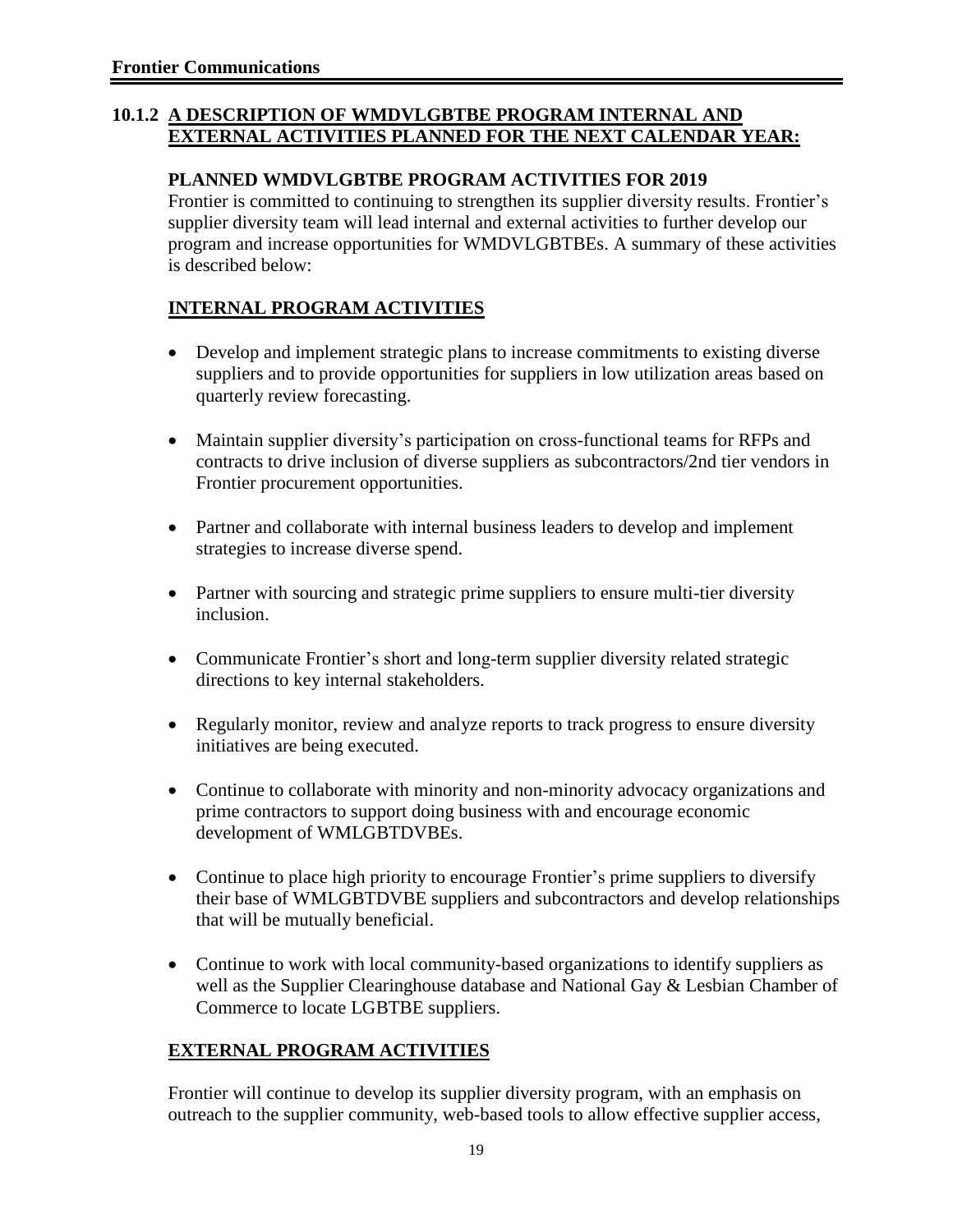## 10.1.2 A DESCRIPTION OF WMDVLGBTBE PROGRAM INTERNAL AND EXTERNAL ACTIVITIES PLANNED FOR THE NEXT CALENDAR YEAR:

### PLANNED WMDVLGBTBE PROGRAM ACTIVITIES FOR 2019

Frontier is committed to continuing to strengthen its supplier diversity results. Frontier's supplier diversity team will lead internal and external activities to further develop our program and increase opportunities for WMDVLGBTBEs. A summary of these activities is described below:

### INTERNAL PROGRAM ACTIVITIES

- Develop and implement strategic plans to increase commitments to existing diverse suppliers and to provide opportunities for suppliers in low utilization areas based on quarterly review forecasting.
- Maintain supplier diversity's participation on cross-functional teams for RFPs and contracts to drive inclusion of diverse suppliers as subcontractors/2nd tier vendors in Frontier procurement opportunities.
- Partner and collaborate with internal business leaders to develop and implement strategies to increase diverse spend.
- Partner with sourcing and strategic prime suppliers to ensure multi-tier diversity inclusion.
- Communicate Frontier's short and long-term supplier diversity related strategic directions to key internal stakeholders.
- Regularly monitor, review and analyze reports to track progress to ensure diversity initiatives are being executed.
- Continue to collaborate with minority and non-minority advocacy organizations and prime contractors to support doing business with and encourage economic development of WMLGBTDVBEs.
- Continue to place high priority to encourage Frontier's prime suppliers to diversify their base of WMLGBTDVBE suppliers and subcontractors and develop relationships that will be mutually beneficial.
- Continue to work with local community-based organizations to identify suppliers as well as the Supplier Clearinghouse database and National Gay & Lesbian Chamber of Commerce to locate LGBTBE suppliers.

### EXTERNAL PROGRAM ACTIVITIES

Frontier will continue to develop its supplier diversity program, with an emphasis on outreach to the supplier community, web-based tools to allow effective supplier access,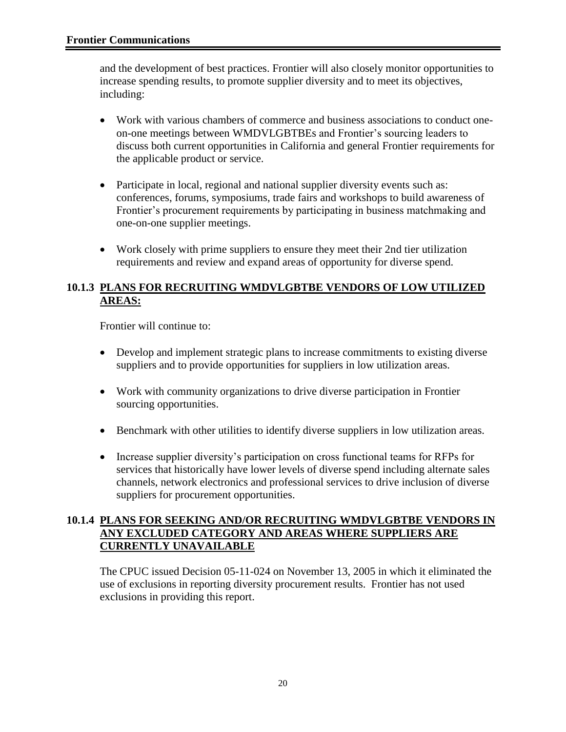and the development of best practices. Frontier will also closely monitor opportunities to increase spending results, to promote supplier diversity and to meet its objectives, including:

- Work with various chambers of commerce and business associations to conduct one-on-one meetings between WMDVLGBTBEs and Frontier's sourcing leaders to discuss both current opportunities in California and general Frontier requirements for the applicable product or service.
- Participate in local, regional and national supplier diversity events such as: conferences, forums, symposiums, trade fairs and workshops to build awareness of Frontier's procurement requirements by participating in business matchmaking and one-on-one supplier meetings.
- Work closely with prime suppliers to ensure they meet their 2nd tier utilization requirements and review and expand areas of opportunity for diverse spend.

### 10.1.3 PLANS FOR RECRUITING WMDVLGBTBE VENDORS OF LOW UTILIZED AREAS:

Frontier will continue to:

- Develop and implement strategic plans to increase commitments to existing diverse suppliers and to provide opportunities for suppliers in low utilization areas.
- Work with community organizations to drive diverse participation in Frontier sourcing opportunities.
- Benchmark with other utilities to identify diverse suppliers in low utilization areas.
- Increase supplier diversity's participation on cross functional teams for RFPs for services that historically have lower levels of diverse spend including alternate sales channels, network electronics and professional services to drive inclusion of diverse suppliers for procurement opportunities.

### 10.1.4 PLANS FOR SEEKING AND/OR RECRUITING WMDVLGBTBE VENDORS IN ANY EXCLUDED CATEGORY AND AREAS WHERE SUPPLIERS ARE CURRENTLY UNAVAILABLE

The CPUC issued Decision 05-11-024 on November 13, 2005 in which it eliminated the use of exclusions in reporting diversity procurement results. Frontier has not used exclusions in providing this report.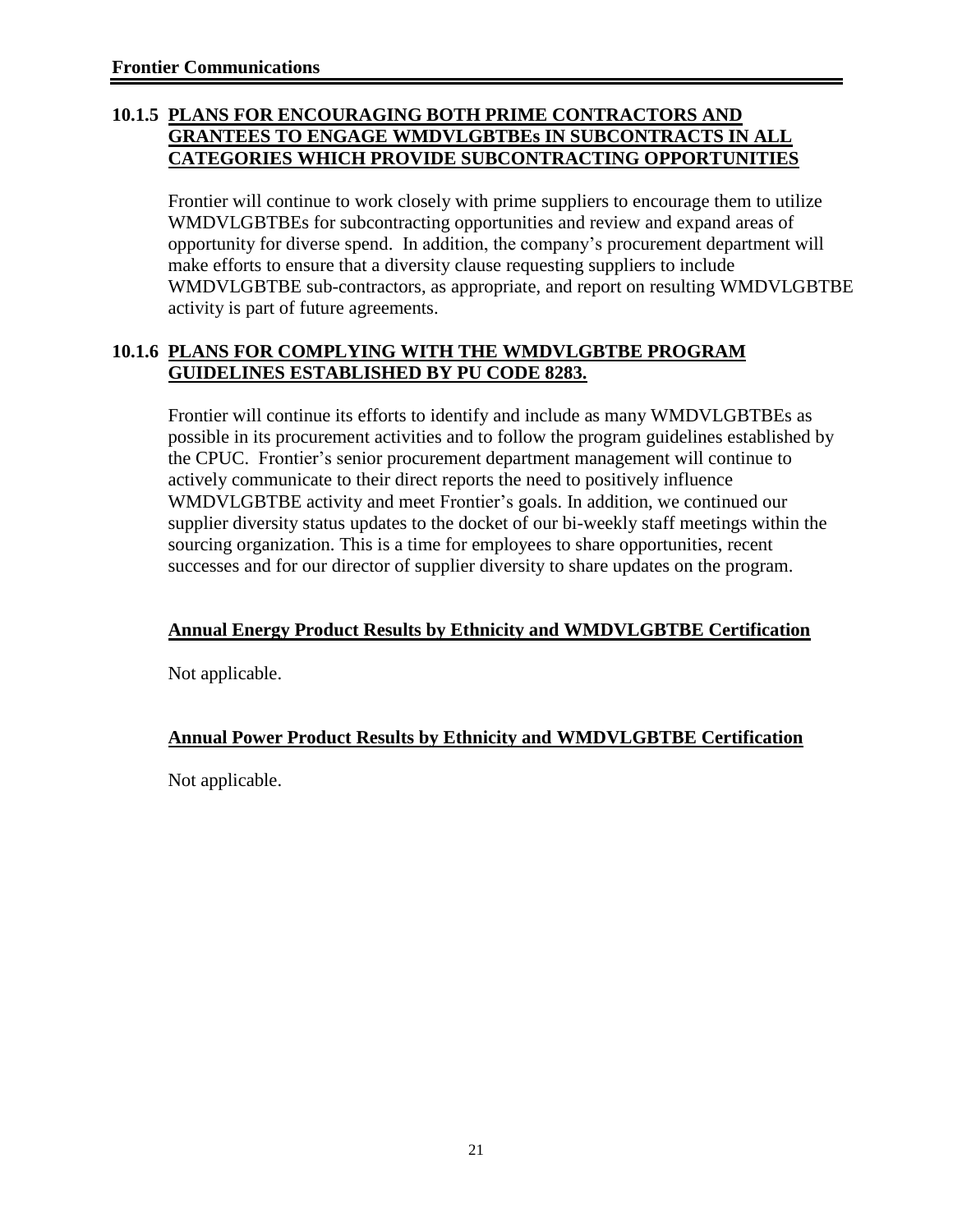### 10.1.5 PLANS FOR ENCOURAGING BOTH PRIME CONTRACTORS AND GRANTEES TO ENGAGE WMDVLGBTBEs IN SUBCONTRACTS IN ALL CATEGORIES WHICH PROVIDE SUBCONTRACTING OPPORTUNITIES

Frontier will continue to work closely with prime suppliers to encourage them to utilize WMDVLGBTBEs for subcontracting opportunities and review and expand areas of opportunity for diverse spend. In addition, the company's procurement department will make efforts to ensure that a diversity clause requesting suppliers to include WMDVLGBTBE sub-contractors, as appropriate, and report on resulting WMDVLGBTBE activity is part of future agreements.

### 10.1.6 PLANS FOR COMPLYING WITH THE WMDVLGBTBE PROGRAM GUIDELINES ESTABLISHED BY PU CODE 8283.

Frontier will continue its efforts to identify and include as many WMDVLGBTBEs as possible in its procurement activities and to follow the program guidelines established by the CPUC. Frontier's senior procurement department management will continue to actively communicate to their direct reports the need to positively influence WMDVLGBTBE activity and meet Frontier's goals. In addition, we continued our supplier diversity status updates to the docket of our bi-weekly staff meetings within the sourcing organization. This is a time for employees to share opportunities, recent successes and for our director of supplier diversity to share updates on the program.

**Annual Energy Product Results by Ethnicity and WMDVLGBTBE Certification**

Not applicable.

**Annual Power Product Results by Ethnicity and WMDVLGBTBE Certification**

Not applicable.